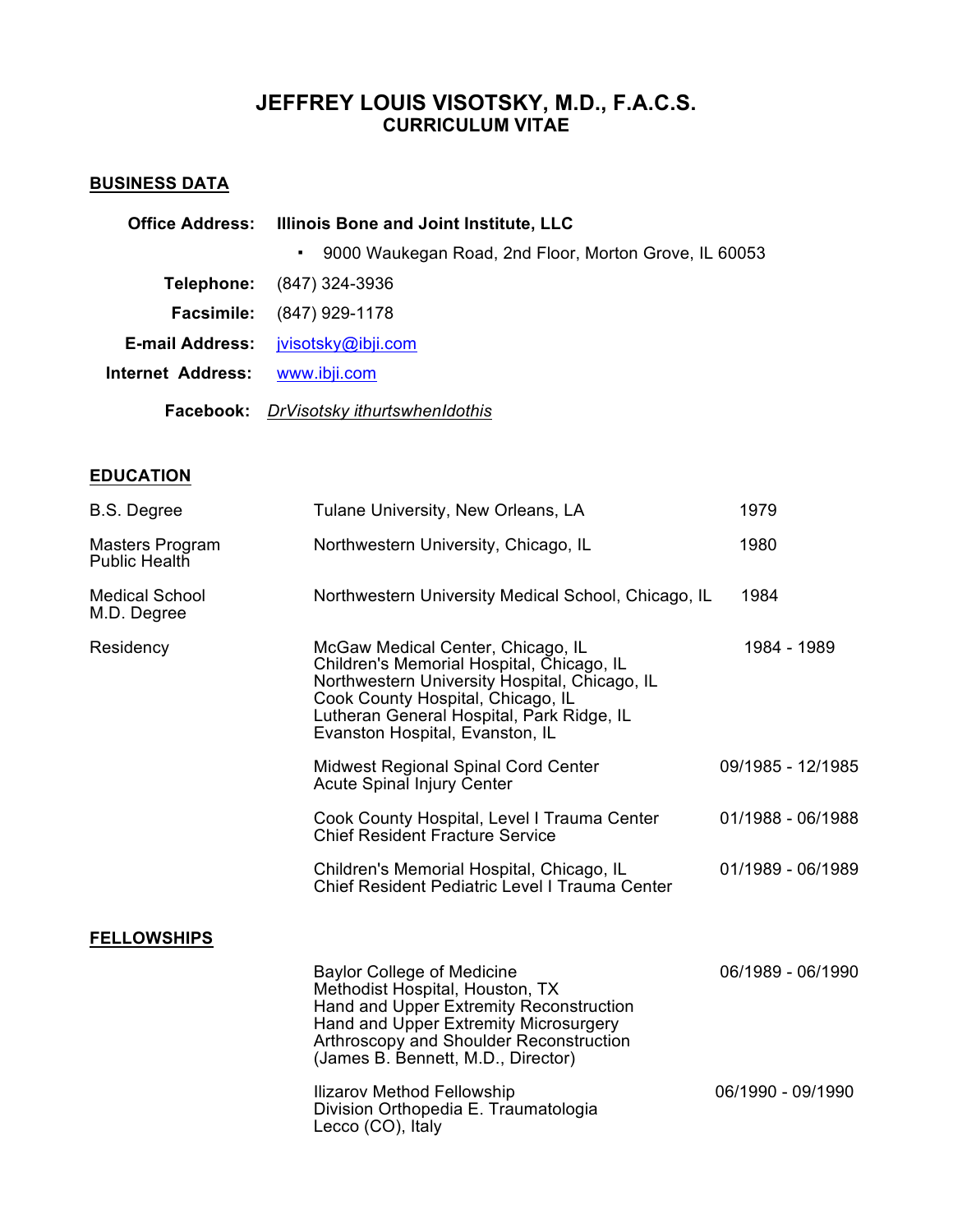# JEFFREY LOUIS VISOTSKY, M.D., F.A.C.S.
## CURRICULUM VITAE

### BUSINESS DATA

**Office Address:** **Illinois Bone and Joint Institute, LLC**

- 9000 Waukegan Road, 2nd Floor, Morton Grove, IL 60053

**Telephone:** (847) 324-3936

**Facsimile:** (847) 929-1178

**E-mail Address:** jvisotsky@ibji.com

**Internet Address:** www.ibji.com

**Facebook:** *DrVisotsky ithurtswhenIdothis*

### EDUCATION

| | | |
|---|---|---|
| B.S. Degree | Tulane University, New Orleans, LA | 1979 |
| Masters Program Public Health | Northwestern University, Chicago, IL | 1980 |
| Medical School M.D. Degree | Northwestern University Medical School, Chicago, IL | 1984 |
| Residency | McGaw Medical Center, Chicago, IL<br>Children's Memorial Hospital, Chicago, IL<br>Northwestern University Hospital, Chicago, IL<br>Cook County Hospital, Chicago, IL<br>Lutheran General Hospital, Park Ridge, IL<br>Evanston Hospital, Evanston, IL | 1984 - 1989 |
| | Midwest Regional Spinal Cord Center<br>Acute Spinal Injury Center | 09/1985 - 12/1985 |
| | Cook County Hospital, Level I Trauma Center<br>Chief Resident Fracture Service | 01/1988 - 06/1988 |
| | Children's Memorial Hospital, Chicago, IL<br>Chief Resident Pediatric Level I Trauma Center | 01/1989 - 06/1989 |

### FELLOWSHIPS

| | |
|---|---|
| Baylor College of Medicine<br>Methodist Hospital, Houston, TX<br>Hand and Upper Extremity Reconstruction<br>Hand and Upper Extremity Microsurgery<br>Arthroscopy and Shoulder Reconstruction<br>(James B. Bennett, M.D., Director) | 06/1989 - 06/1990 |
| Ilizarov Method Fellowship<br>Division Orthopedia E. Traumatologia<br>Lecco (CO), Italy | 06/1990 - 09/1990 |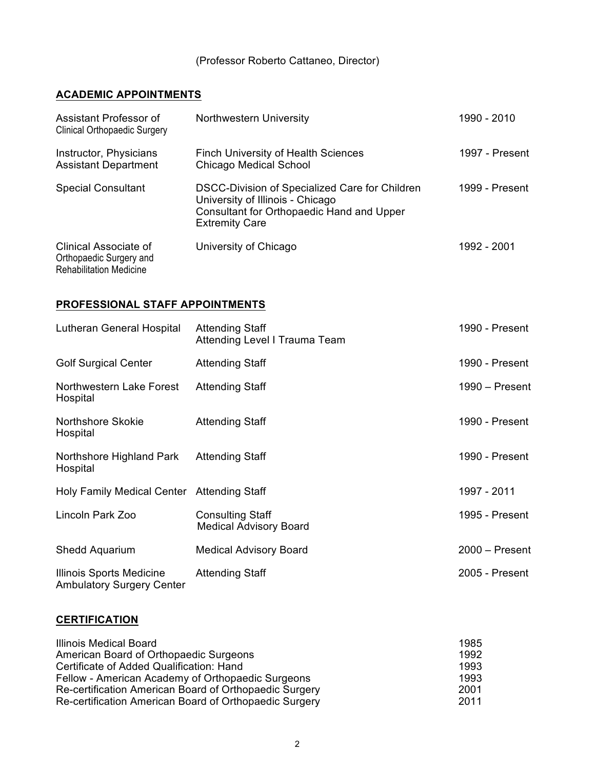(Professor Roberto Cattaneo, Director)

## ACADEMIC APPOINTMENTS

| | | |
|---|---|---|
| Assistant Professor of Clinical Orthopaedic Surgery | Northwestern University | 1990 - 2010 |
| Instructor, Physicians Assistant Department | Finch University of Health Sciences Chicago Medical School | 1997 - Present |
| Special Consultant | DSCC-Division of Specialized Care for Children University of Illinois - Chicago Consultant for Orthopaedic Hand and Upper Extremity Care | 1999 - Present |
| Clinical Associate of Orthopaedic Surgery and Rehabilitation Medicine | University of Chicago | 1992 - 2001 |

## PROFESSIONAL STAFF APPOINTMENTS

| | | |
|---|---|---|
| Lutheran General Hospital | Attending Staff Attending Level I Trauma Team | 1990 - Present |
| Golf Surgical Center | Attending Staff | 1990 - Present |
| Northwestern Lake Forest Hospital | Attending Staff | 1990 – Present |
| Northshore Skokie Hospital | Attending Staff | 1990 - Present |
| Northshore Highland Park Hospital | Attending Staff | 1990 - Present |
| Holy Family Medical Center | Attending Staff | 1997 - 2011 |
| Lincoln Park Zoo | Consulting Staff Medical Advisory Board | 1995 - Present |
| Shedd Aquarium | Medical Advisory Board | 2000 – Present |
| Illinois Sports Medicine Ambulatory Surgery Center | Attending Staff | 2005 - Present |

## CERTIFICATION

| | |
|---|---|
| Illinois Medical Board | 1985 |
| American Board of Orthopaedic Surgeons | 1992 |
| Certificate of Added Qualification: Hand | 1993 |
| Fellow - American Academy of Orthopaedic Surgeons | 1993 |
| Re-certification American Board of Orthopaedic Surgery | 2001 |
| Re-certification American Board of Orthopaedic Surgery | 2011 |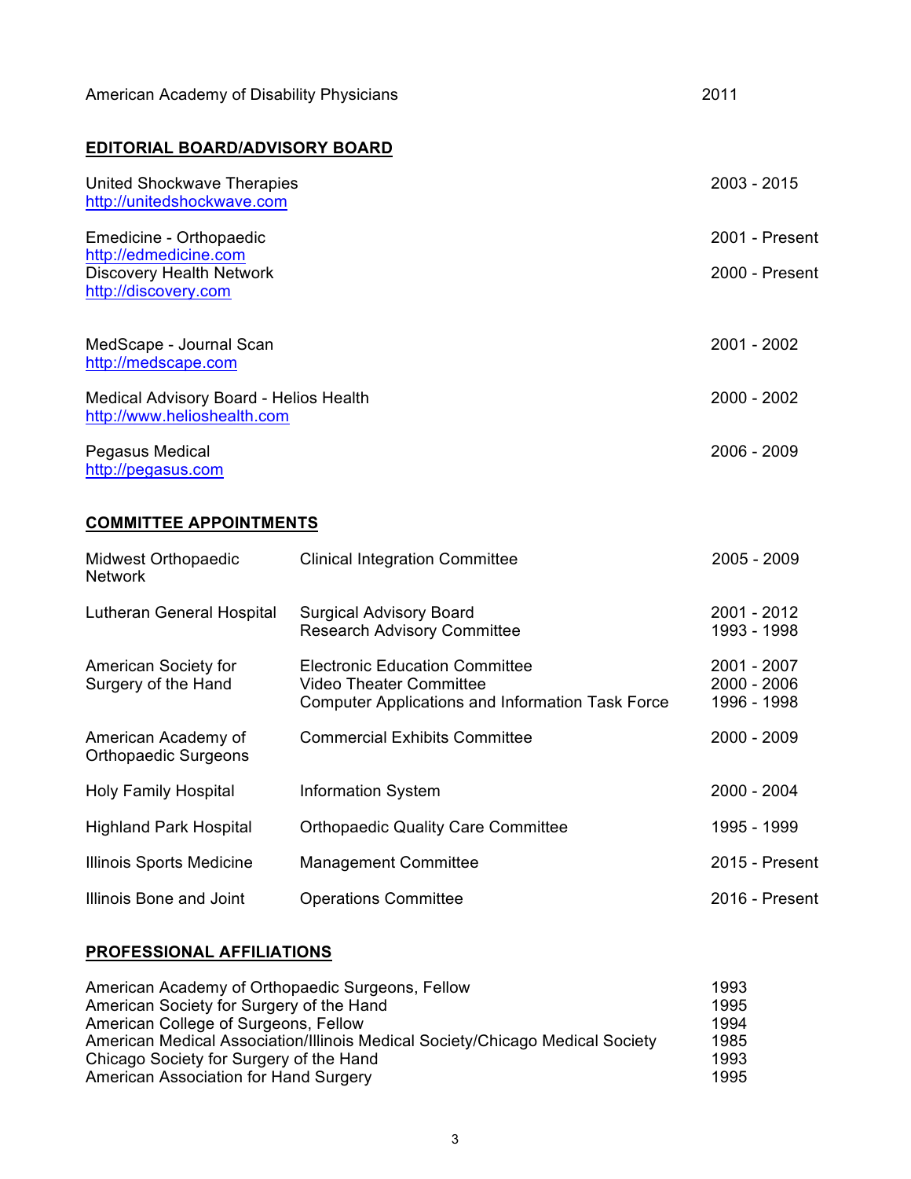American Academy of Disability Physicians 2011

## EDITORIAL BOARD/ADVISORY BOARD

| | |
|---|---|
| United Shockwave Therapies<br>http://unitedshockwave.com | 2003 - 2015 |
| Emedicine - Orthopaedic<br>http://edmedicine.com | 2001 - Present |
| Discovery Health Network<br>http://discovery.com | 2000 - Present |
| MedScape - Journal Scan<br>http://medscape.com | 2001 - 2002 |
| Medical Advisory Board - Helios Health<br>http://www.helioshealth.com | 2000 - 2002 |
| Pegasus Medical<br>http://pegasus.com | 2006 - 2009 |

## COMMITTEE APPOINTMENTS

| | | |
|---|---|---|
| Midwest Orthopaedic Network | Clinical Integration Committee | 2005 - 2009 |
| Lutheran General Hospital | Surgical Advisory Board<br>Research Advisory Committee | 2001 - 2012<br>1993 - 1998 |
| American Society for Surgery of the Hand | Electronic Education Committee<br>Video Theater Committee<br>Computer Applications and Information Task Force | 2001 - 2007<br>2000 - 2006<br>1996 - 1998 |
| American Academy of Orthopaedic Surgeons | Commercial Exhibits Committee | 2000 - 2009 |
| Holy Family Hospital | Information System | 2000 - 2004 |
| Highland Park Hospital | Orthopaedic Quality Care Committee | 1995 - 1999 |
| Illinois Sports Medicine | Management Committee | 2015 - Present |
| Illinois Bone and Joint | Operations Committee | 2016 - Present |

## PROFESSIONAL AFFILIATIONS

| | |
|---|---|
| American Academy of Orthopaedic Surgeons, Fellow | 1993 |
| American Society for Surgery of the Hand | 1995 |
| American College of Surgeons, Fellow | 1994 |
| American Medical Association/Illinois Medical Society/Chicago Medical Society | 1985 |
| Chicago Society for Surgery of the Hand | 1993 |
| American Association for Hand Surgery | 1995 |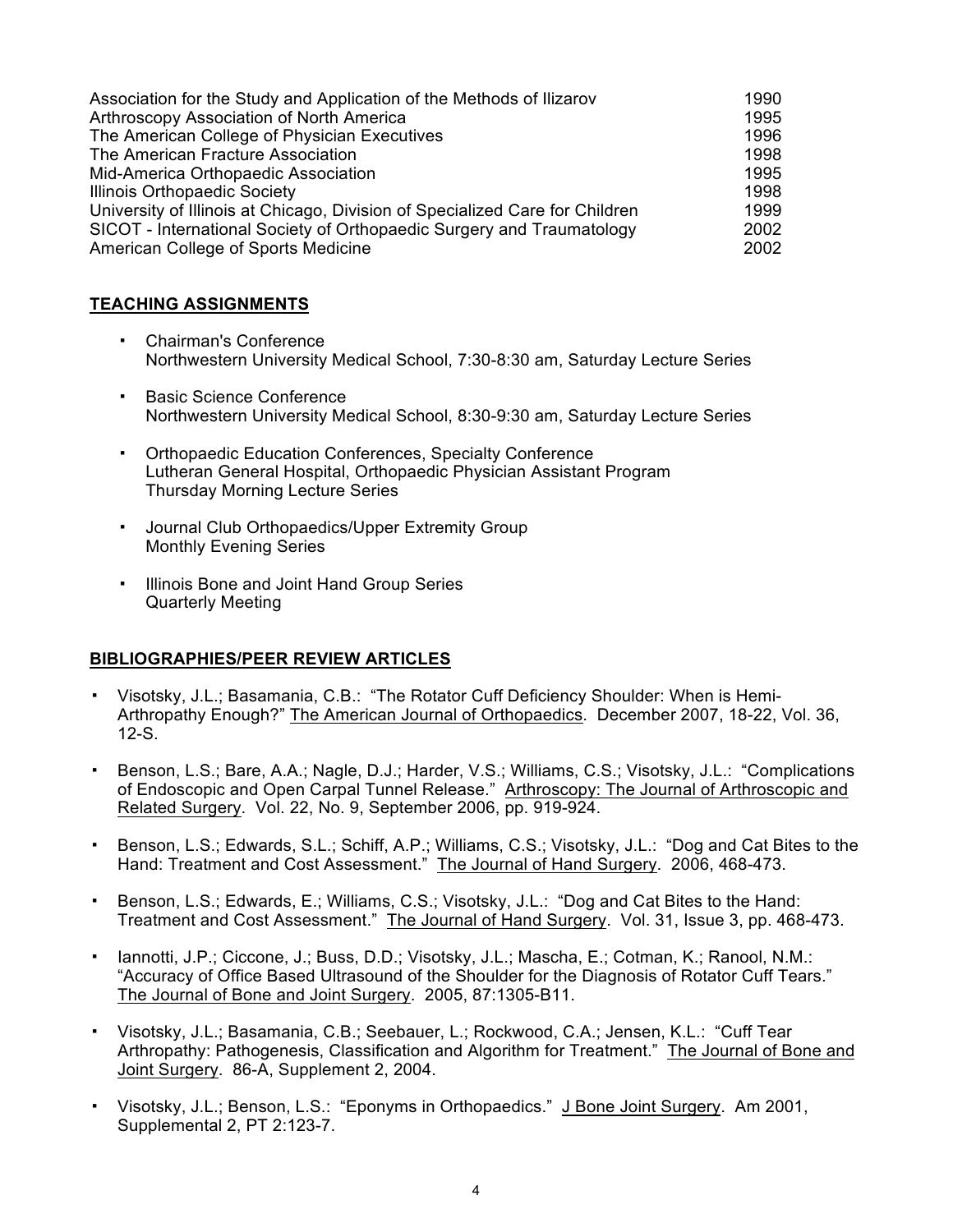| | |
|---|---|
| Association for the Study and Application of the Methods of Ilizarov | 1990 |
| Arthroscopy Association of North America | 1995 |
| The American College of Physician Executives | 1996 |
| The American Fracture Association | 1998 |
| Mid-America Orthopaedic Association | 1995 |
| Illinois Orthopaedic Society | 1998 |
| University of Illinois at Chicago, Division of Specialized Care for Children | 1999 |
| SICOT - International Society of Orthopaedic Surgery and Traumatology | 2002 |
| American College of Sports Medicine | 2002 |

## TEACHING ASSIGNMENTS

- Chairman's Conference
  Northwestern University Medical School, 7:30-8:30 am, Saturday Lecture Series

- Basic Science Conference
  Northwestern University Medical School, 8:30-9:30 am, Saturday Lecture Series

- Orthopaedic Education Conferences, Specialty Conference
  Lutheran General Hospital, Orthopaedic Physician Assistant Program
  Thursday Morning Lecture Series

- Journal Club Orthopaedics/Upper Extremity Group
  Monthly Evening Series

- Illinois Bone and Joint Hand Group Series
  Quarterly Meeting

## BIBLIOGRAPHIES/PEER REVIEW ARTICLES

- Visotsky, J.L.; Basamania, C.B.: "The Rotator Cuff Deficiency Shoulder: When is Hemi-Arthropathy Enough?" The American Journal of Orthopaedics. December 2007, 18-22, Vol. 36, 12-S.

- Benson, L.S.; Bare, A.A.; Nagle, D.J.; Harder, V.S.; Williams, C.S.; Visotsky, J.L.: "Complications of Endoscopic and Open Carpal Tunnel Release." Arthroscopy: The Journal of Arthroscopic and Related Surgery. Vol. 22, No. 9, September 2006, pp. 919-924.

- Benson, L.S.; Edwards, S.L.; Schiff, A.P.; Williams, C.S.; Visotsky, J.L.: "Dog and Cat Bites to the Hand: Treatment and Cost Assessment." The Journal of Hand Surgery. 2006, 468-473.

- Benson, L.S.; Edwards, E.; Williams, C.S.; Visotsky, J.L.: "Dog and Cat Bites to the Hand: Treatment and Cost Assessment." The Journal of Hand Surgery. Vol. 31, Issue 3, pp. 468-473.

- Iannotti, J.P.; Ciccone, J.; Buss, D.D.; Visotsky, J.L.; Mascha, E.; Cotman, K.; Ranool, N.M.: "Accuracy of Office Based Ultrasound of the Shoulder for the Diagnosis of Rotator Cuff Tears." The Journal of Bone and Joint Surgery. 2005, 87:1305-B11.

- Visotsky, J.L.; Basamania, C.B.; Seebauer, L.; Rockwood, C.A.; Jensen, K.L.: "Cuff Tear Arthropathy: Pathogenesis, Classification and Algorithm for Treatment." The Journal of Bone and Joint Surgery. 86-A, Supplement 2, 2004.

- Visotsky, J.L.; Benson, L.S.: "Eponyms in Orthopaedics." J Bone Joint Surgery. Am 2001, Supplemental 2, PT 2:123-7.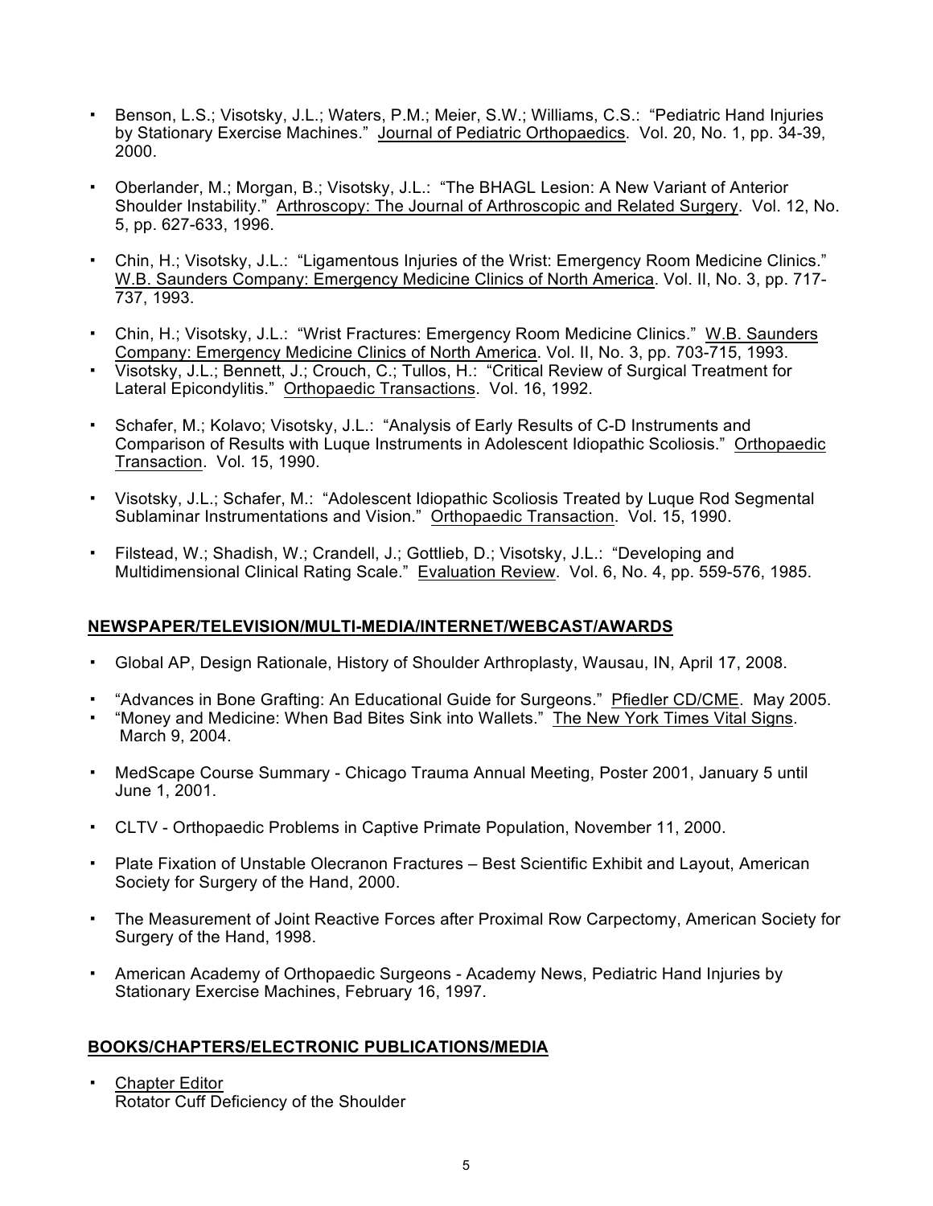- Benson, L.S.; Visotsky, J.L.; Waters, P.M.; Meier, S.W.; Williams, C.S.: "Pediatric Hand Injuries by Stationary Exercise Machines." Journal of Pediatric Orthopaedics. Vol. 20, No. 1, pp. 34-39, 2000.

- Oberlander, M.; Morgan, B.; Visotsky, J.L.: "The BHAGL Lesion: A New Variant of Anterior Shoulder Instability." Arthroscopy: The Journal of Arthroscopic and Related Surgery. Vol. 12, No. 5, pp. 627-633, 1996.

- Chin, H.; Visotsky, J.L.: "Ligamentous Injuries of the Wrist: Emergency Room Medicine Clinics." W.B. Saunders Company: Emergency Medicine Clinics of North America. Vol. II, No. 3, pp. 717-737, 1993.

- Chin, H.; Visotsky, J.L.: "Wrist Fractures: Emergency Room Medicine Clinics." W.B. Saunders Company: Emergency Medicine Clinics of North America. Vol. II, No. 3, pp. 703-715, 1993.
- Visotsky, J.L.; Bennett, J.; Crouch, C.; Tullos, H.: "Critical Review of Surgical Treatment for Lateral Epicondylitis." Orthopaedic Transactions. Vol. 16, 1992.

- Schafer, M.; Kolavo; Visotsky, J.L.: "Analysis of Early Results of C-D Instruments and Comparison of Results with Luque Instruments in Adolescent Idiopathic Scoliosis." Orthopaedic Transaction. Vol. 15, 1990.

- Visotsky, J.L.; Schafer, M.: "Adolescent Idiopathic Scoliosis Treated by Luque Rod Segmental Sublaminar Instrumentations and Vision." Orthopaedic Transaction. Vol. 15, 1990.

- Filstead, W.; Shadish, W.; Crandell, J.; Gottlieb, D.; Visotsky, J.L.: "Developing and Multidimensional Clinical Rating Scale." Evaluation Review. Vol. 6, No. 4, pp. 559-576, 1985.

## NEWSPAPER/TELEVISION/MULTI-MEDIA/INTERNET/WEBCAST/AWARDS

- Global AP, Design Rationale, History of Shoulder Arthroplasty, Wausau, IN, April 17, 2008.

- "Advances in Bone Grafting: An Educational Guide for Surgeons." Pfiedler CD/CME. May 2005.
- "Money and Medicine: When Bad Bites Sink into Wallets." The New York Times Vital Signs. March 9, 2004.

- MedScape Course Summary - Chicago Trauma Annual Meeting, Poster 2001, January 5 until June 1, 2001.

- CLTV - Orthopaedic Problems in Captive Primate Population, November 11, 2000.

- Plate Fixation of Unstable Olecranon Fractures – Best Scientific Exhibit and Layout, American Society for Surgery of the Hand, 2000.

- The Measurement of Joint Reactive Forces after Proximal Row Carpectomy, American Society for Surgery of the Hand, 1998.

- American Academy of Orthopaedic Surgeons - Academy News, Pediatric Hand Injuries by Stationary Exercise Machines, February 16, 1997.

## BOOKS/CHAPTERS/ELECTRONIC PUBLICATIONS/MEDIA

- Chapter Editor
  Rotator Cuff Deficiency of the Shoulder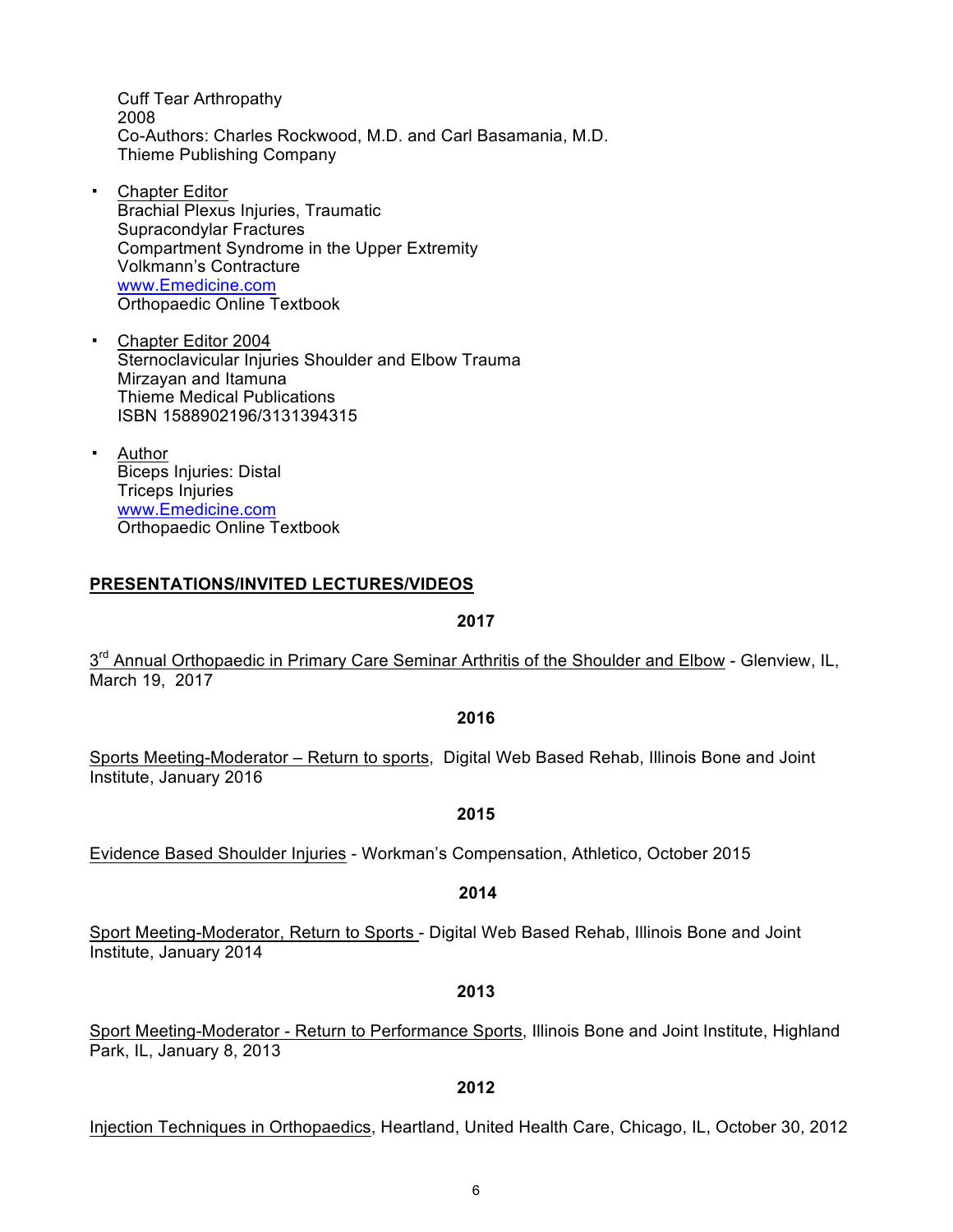Cuff Tear Arthropathy
2008
Co-Authors: Charles Rockwood, M.D. and Carl Basamania, M.D.
Thieme Publishing Company

- Chapter Editor
  Brachial Plexus Injuries, Traumatic
  Supracondylar Fractures
  Compartment Syndrome in the Upper Extremity
  Volkmann's Contracture
  www.Emedicine.com
  Orthopaedic Online Textbook

- Chapter Editor 2004
  Sternoclavicular Injuries Shoulder and Elbow Trauma
  Mirzayan and Itamuna
  Thieme Medical Publications
  ISBN 1588902196/3131394315

- Author
  Biceps Injuries: Distal
  Triceps Injuries
  www.Emedicine.com
  Orthopaedic Online Textbook

## PRESENTATIONS/INVITED LECTURES/VIDEOS

**2017**

3rd Annual Orthopaedic in Primary Care Seminar Arthritis of the Shoulder and Elbow - Glenview, IL, March 19, 2017

**2016**

Sports Meeting-Moderator – Return to sports, Digital Web Based Rehab, Illinois Bone and Joint Institute, January 2016

**2015**

Evidence Based Shoulder Injuries - Workman's Compensation, Athletico, October 2015

**2014**

Sport Meeting-Moderator, Return to Sports - Digital Web Based Rehab, Illinois Bone and Joint Institute, January 2014

**2013**

Sport Meeting-Moderator - Return to Performance Sports, Illinois Bone and Joint Institute, Highland Park, IL, January 8, 2013

**2012**

Injection Techniques in Orthopaedics, Heartland, United Health Care, Chicago, IL, October 30, 2012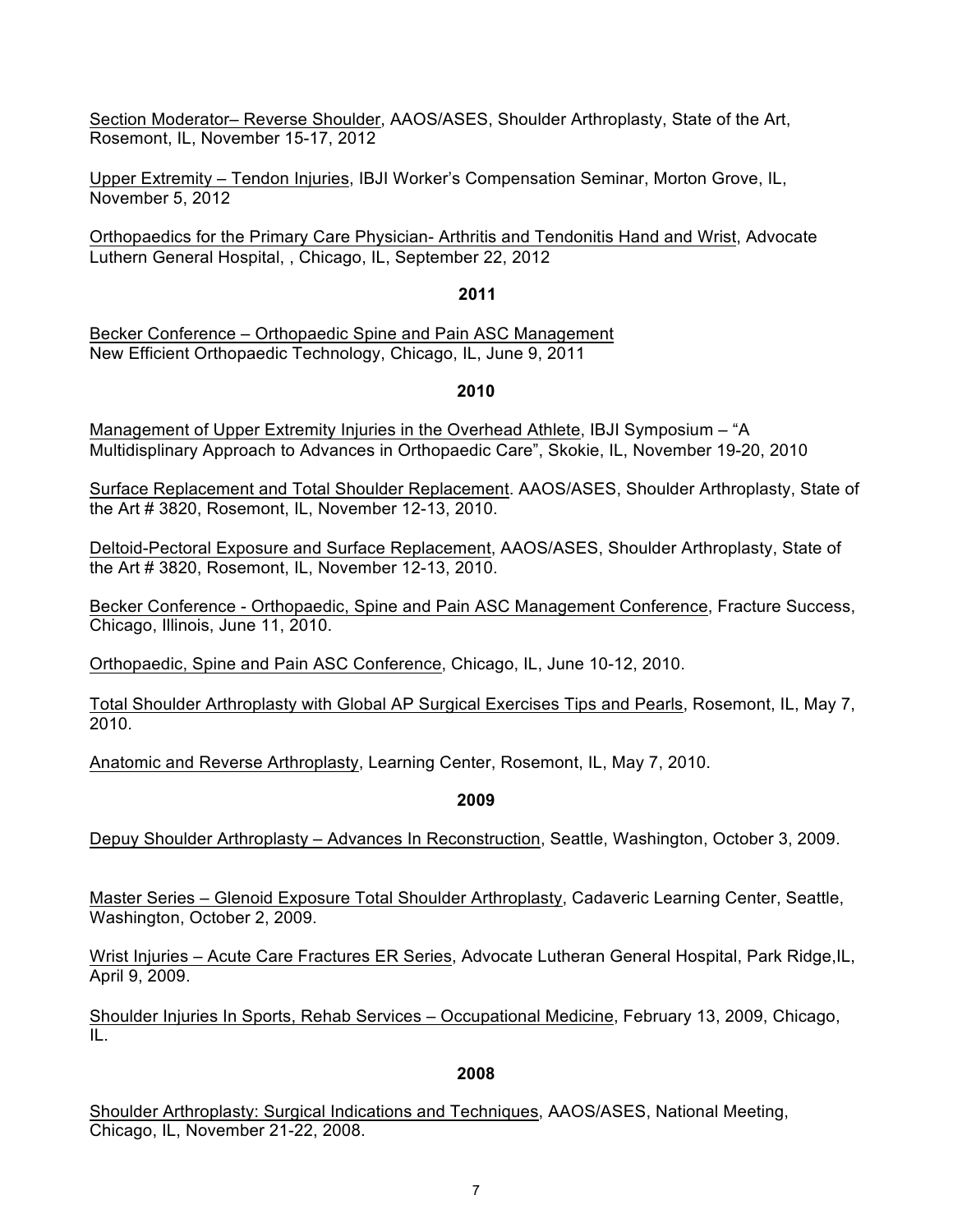Section Moderator– Reverse Shoulder, AAOS/ASES, Shoulder Arthroplasty, State of the Art, Rosemont, IL, November 15-17, 2012

Upper Extremity – Tendon Injuries, IBJI Worker's Compensation Seminar, Morton Grove, IL, November 5, 2012

Orthopaedics for the Primary Care Physician- Arthritis and Tendonitis Hand and Wrist, Advocate Luthern General Hospital, , Chicago, IL, September 22, 2012

**2011**

Becker Conference – Orthopaedic Spine and Pain ASC Management
New Efficient Orthopaedic Technology, Chicago, IL, June 9, 2011

**2010**

Management of Upper Extremity Injuries in the Overhead Athlete, IBJI Symposium – "A Multidisplinary Approach to Advances in Orthopaedic Care", Skokie, IL, November 19-20, 2010

Surface Replacement and Total Shoulder Replacement. AAOS/ASES, Shoulder Arthroplasty, State of the Art # 3820, Rosemont, IL, November 12-13, 2010.

Deltoid-Pectoral Exposure and Surface Replacement, AAOS/ASES, Shoulder Arthroplasty, State of the Art # 3820, Rosemont, IL, November 12-13, 2010.

Becker Conference - Orthopaedic, Spine and Pain ASC Management Conference, Fracture Success, Chicago, Illinois, June 11, 2010.

Orthopaedic, Spine and Pain ASC Conference, Chicago, IL, June 10-12, 2010.

Total Shoulder Arthroplasty with Global AP Surgical Exercises Tips and Pearls, Rosemont, IL, May 7, 2010.

Anatomic and Reverse Arthroplasty, Learning Center, Rosemont, IL, May 7, 2010.

**2009**

Depuy Shoulder Arthroplasty – Advances In Reconstruction, Seattle, Washington, October 3, 2009.

Master Series – Glenoid Exposure Total Shoulder Arthroplasty, Cadaveric Learning Center, Seattle, Washington, October 2, 2009.

Wrist Injuries – Acute Care Fractures ER Series, Advocate Lutheran General Hospital, Park Ridge,IL, April 9, 2009.

Shoulder Injuries In Sports, Rehab Services – Occupational Medicine, February 13, 2009, Chicago, IL.

**2008**

Shoulder Arthroplasty: Surgical Indications and Techniques, AAOS/ASES, National Meeting, Chicago, IL, November 21-22, 2008.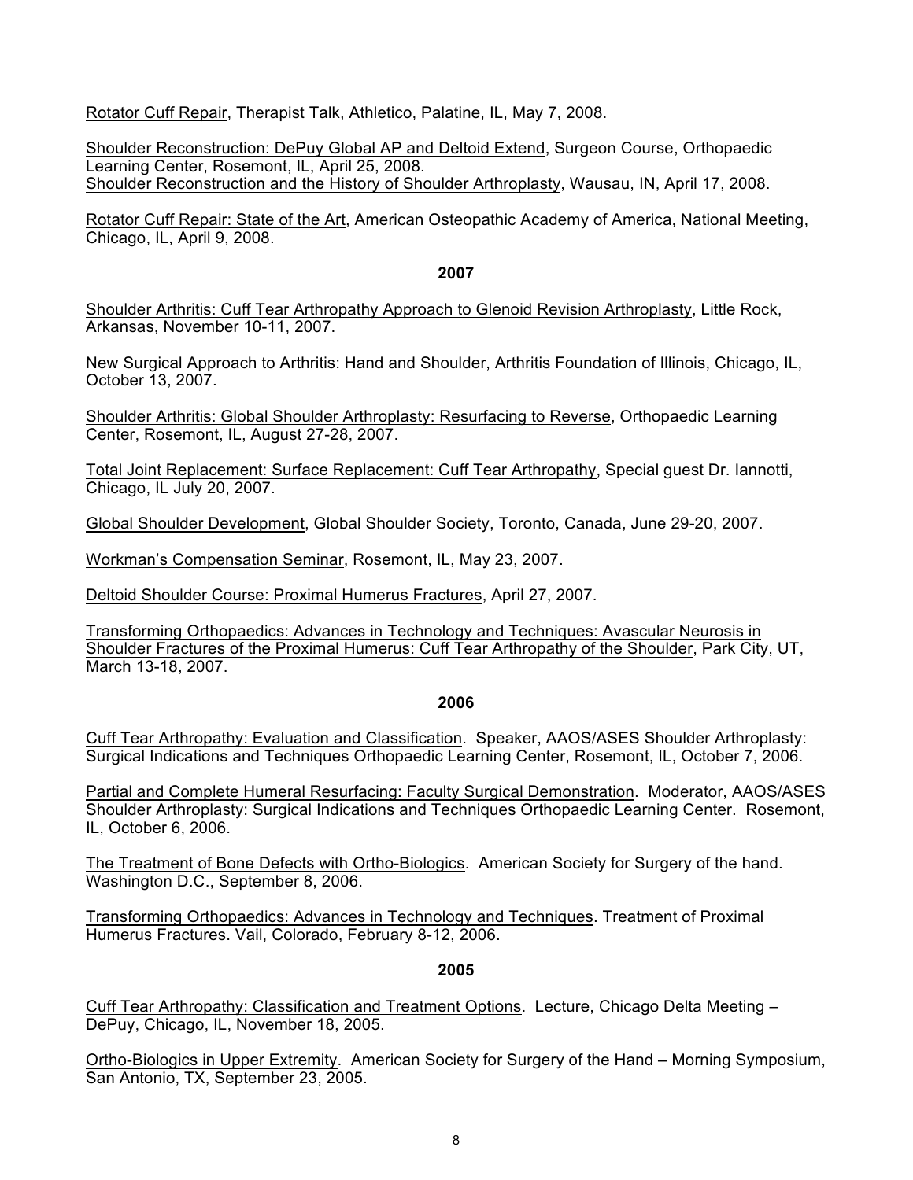<u>Rotator Cuff Repair</u>, Therapist Talk, Athletico, Palatine, IL, May 7, 2008.

<u>Shoulder Reconstruction: DePuy Global AP and Deltoid Extend</u>, Surgeon Course, Orthopaedic Learning Center, Rosemont, IL, April 25, 2008.
<u>Shoulder Reconstruction and the History of Shoulder Arthroplasty</u>, Wausau, IN, April 17, 2008.

<u>Rotator Cuff Repair: State of the Art</u>, American Osteopathic Academy of America, National Meeting, Chicago, IL, April 9, 2008.

**2007**

<u>Shoulder Arthritis: Cuff Tear Arthropathy Approach to Glenoid Revision Arthroplasty</u>, Little Rock, Arkansas, November 10-11, 2007.

<u>New Surgical Approach to Arthritis: Hand and Shoulder</u>, Arthritis Foundation of Illinois, Chicago, IL, October 13, 2007.

<u>Shoulder Arthritis: Global Shoulder Arthroplasty: Resurfacing to Reverse</u>, Orthopaedic Learning Center, Rosemont, IL, August 27-28, 2007.

<u>Total Joint Replacement: Surface Replacement: Cuff Tear Arthropathy</u>, Special guest Dr. Iannotti, Chicago, IL July 20, 2007.

<u>Global Shoulder Development</u>, Global Shoulder Society, Toronto, Canada, June 29-20, 2007.

<u>Workman's Compensation Seminar</u>, Rosemont, IL, May 23, 2007.

<u>Deltoid Shoulder Course: Proximal Humerus Fractures</u>, April 27, 2007.

<u>Transforming Orthopaedics: Advances in Technology and Techniques: Avascular Neurosis in Shoulder Fractures of the Proximal Humerus: Cuff Tear Arthropathy of the Shoulder</u>, Park City, UT, March 13-18, 2007.

**2006**

<u>Cuff Tear Arthropathy: Evaluation and Classification</u>. Speaker, AAOS/ASES Shoulder Arthroplasty: Surgical Indications and Techniques Orthopaedic Learning Center, Rosemont, IL, October 7, 2006.

<u>Partial and Complete Humeral Resurfacing: Faculty Surgical Demonstration</u>. Moderator, AAOS/ASES Shoulder Arthroplasty: Surgical Indications and Techniques Orthopaedic Learning Center. Rosemont, IL, October 6, 2006.

<u>The Treatment of Bone Defects with Ortho-Biologics</u>. American Society for Surgery of the hand. Washington D.C., September 8, 2006.

<u>Transforming Orthopaedics: Advances in Technology and Techniques</u>. Treatment of Proximal Humerus Fractures. Vail, Colorado, February 8-12, 2006.

**2005**

<u>Cuff Tear Arthropathy: Classification and Treatment Options</u>. Lecture, Chicago Delta Meeting – DePuy, Chicago, IL, November 18, 2005.

<u>Ortho-Biologics in Upper Extremity</u>. American Society for Surgery of the Hand – Morning Symposium, San Antonio, TX, September 23, 2005.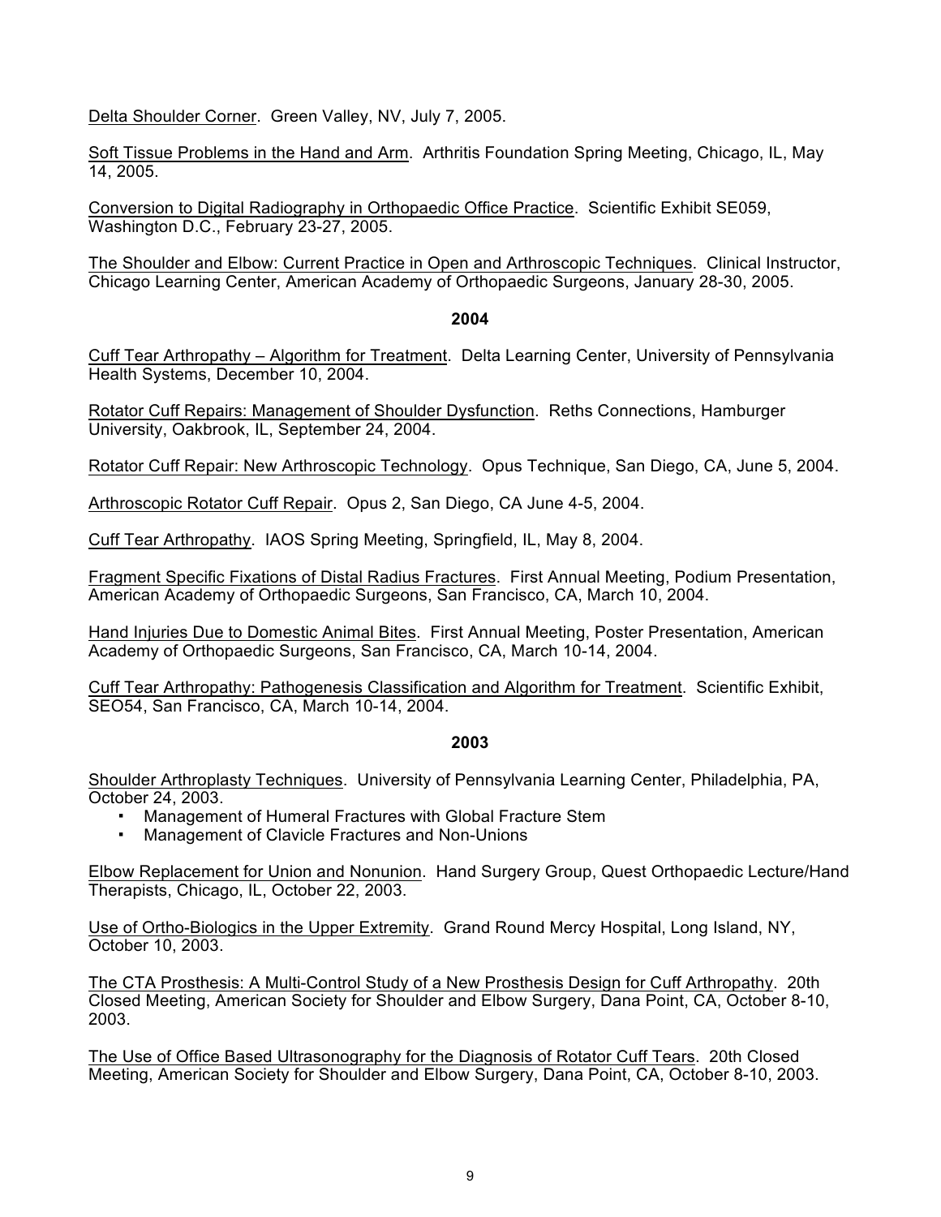<u>Delta Shoulder Corner</u>. Green Valley, NV, July 7, 2005.

<u>Soft Tissue Problems in the Hand and Arm</u>. Arthritis Foundation Spring Meeting, Chicago, IL, May 14, 2005.

<u>Conversion to Digital Radiography in Orthopaedic Office Practice</u>. Scientific Exhibit SE059, Washington D.C., February 23-27, 2005.

<u>The Shoulder and Elbow: Current Practice in Open and Arthroscopic Techniques</u>. Clinical Instructor, Chicago Learning Center, American Academy of Orthopaedic Surgeons, January 28-30, 2005.

**2004**

<u>Cuff Tear Arthropathy – Algorithm for Treatment</u>. Delta Learning Center, University of Pennsylvania Health Systems, December 10, 2004.

<u>Rotator Cuff Repairs: Management of Shoulder Dysfunction</u>. Reths Connections, Hamburger University, Oakbrook, IL, September 24, 2004.

<u>Rotator Cuff Repair: New Arthroscopic Technology</u>. Opus Technique, San Diego, CA, June 5, 2004.

<u>Arthroscopic Rotator Cuff Repair</u>. Opus 2, San Diego, CA June 4-5, 2004.

<u>Cuff Tear Arthropathy</u>. IAOS Spring Meeting, Springfield, IL, May 8, 2004.

<u>Fragment Specific Fixations of Distal Radius Fractures</u>. First Annual Meeting, Podium Presentation, American Academy of Orthopaedic Surgeons, San Francisco, CA, March 10, 2004.

<u>Hand Injuries Due to Domestic Animal Bites</u>. First Annual Meeting, Poster Presentation, American Academy of Orthopaedic Surgeons, San Francisco, CA, March 10-14, 2004.

<u>Cuff Tear Arthropathy: Pathogenesis Classification and Algorithm for Treatment</u>. Scientific Exhibit, SEO54, San Francisco, CA, March 10-14, 2004.

**2003**

<u>Shoulder Arthroplasty Techniques</u>. University of Pennsylvania Learning Center, Philadelphia, PA, October 24, 2003.

- Management of Humeral Fractures with Global Fracture Stem
- Management of Clavicle Fractures and Non-Unions

<u>Elbow Replacement for Union and Nonunion</u>. Hand Surgery Group, Quest Orthopaedic Lecture/Hand Therapists, Chicago, IL, October 22, 2003.

<u>Use of Ortho-Biologics in the Upper Extremity</u>. Grand Round Mercy Hospital, Long Island, NY, October 10, 2003.

<u>The CTA Prosthesis: A Multi-Control Study of a New Prosthesis Design for Cuff Arthropathy</u>. 20th Closed Meeting, American Society for Shoulder and Elbow Surgery, Dana Point, CA, October 8-10, 2003.

<u>The Use of Office Based Ultrasonography for the Diagnosis of Rotator Cuff Tears</u>. 20th Closed Meeting, American Society for Shoulder and Elbow Surgery, Dana Point, CA, October 8-10, 2003.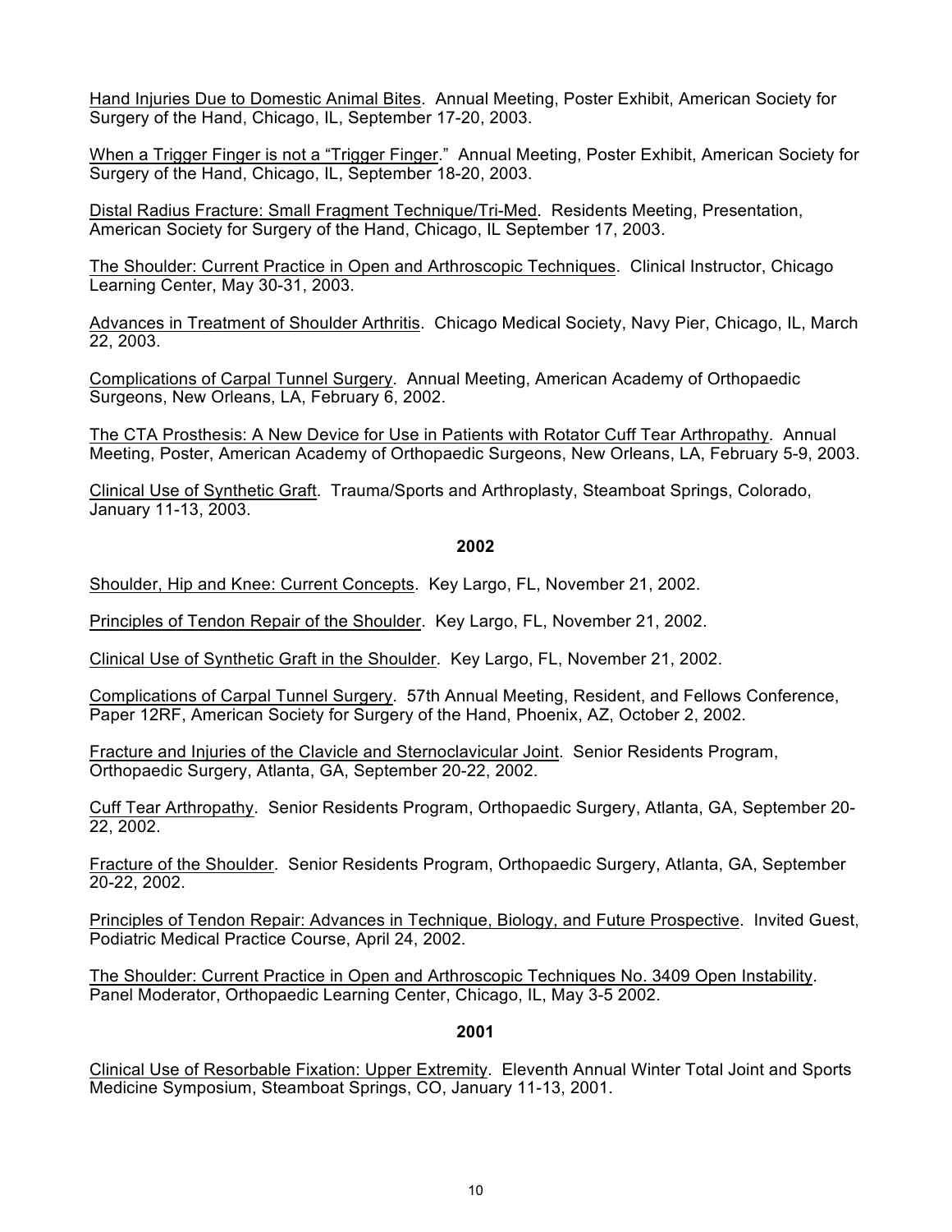Hand Injuries Due to Domestic Animal Bites. Annual Meeting, Poster Exhibit, American Society for Surgery of the Hand, Chicago, IL, September 17-20, 2003.

When a Trigger Finger is not a "Trigger Finger." Annual Meeting, Poster Exhibit, American Society for Surgery of the Hand, Chicago, IL, September 18-20, 2003.

Distal Radius Fracture: Small Fragment Technique/Tri-Med. Residents Meeting, Presentation, American Society for Surgery of the Hand, Chicago, IL September 17, 2003.

The Shoulder: Current Practice in Open and Arthroscopic Techniques. Clinical Instructor, Chicago Learning Center, May 30-31, 2003.

Advances in Treatment of Shoulder Arthritis. Chicago Medical Society, Navy Pier, Chicago, IL, March 22, 2003.

Complications of Carpal Tunnel Surgery. Annual Meeting, American Academy of Orthopaedic Surgeons, New Orleans, LA, February 6, 2002.

The CTA Prosthesis: A New Device for Use in Patients with Rotator Cuff Tear Arthropathy. Annual Meeting, Poster, American Academy of Orthopaedic Surgeons, New Orleans, LA, February 5-9, 2003.

Clinical Use of Synthetic Graft. Trauma/Sports and Arthroplasty, Steamboat Springs, Colorado, January 11-13, 2003.

**2002**

Shoulder, Hip and Knee: Current Concepts. Key Largo, FL, November 21, 2002.

Principles of Tendon Repair of the Shoulder. Key Largo, FL, November 21, 2002.

Clinical Use of Synthetic Graft in the Shoulder. Key Largo, FL, November 21, 2002.

Complications of Carpal Tunnel Surgery. 57th Annual Meeting, Resident, and Fellows Conference, Paper 12RF, American Society for Surgery of the Hand, Phoenix, AZ, October 2, 2002.

Fracture and Injuries of the Clavicle and Sternoclavicular Joint. Senior Residents Program, Orthopaedic Surgery, Atlanta, GA, September 20-22, 2002.

Cuff Tear Arthropathy. Senior Residents Program, Orthopaedic Surgery, Atlanta, GA, September 20-22, 2002.

Fracture of the Shoulder. Senior Residents Program, Orthopaedic Surgery, Atlanta, GA, September 20-22, 2002.

Principles of Tendon Repair: Advances in Technique, Biology, and Future Prospective. Invited Guest, Podiatric Medical Practice Course, April 24, 2002.

The Shoulder: Current Practice in Open and Arthroscopic Techniques No. 3409 Open Instability. Panel Moderator, Orthopaedic Learning Center, Chicago, IL, May 3-5 2002.

**2001**

Clinical Use of Resorbable Fixation: Upper Extremity. Eleventh Annual Winter Total Joint and Sports Medicine Symposium, Steamboat Springs, CO, January 11-13, 2001.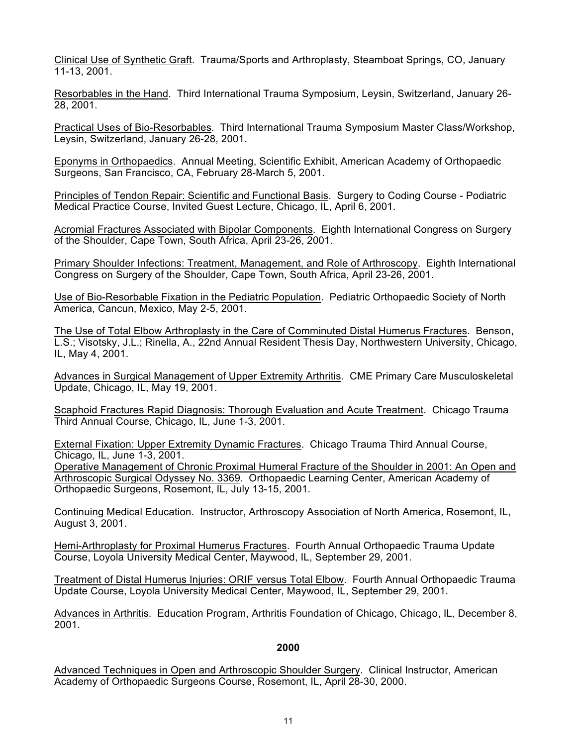<u>Clinical Use of Synthetic Graft</u>. Trauma/Sports and Arthroplasty, Steamboat Springs, CO, January 11-13, 2001.

<u>Resorbables in the Hand</u>. Third International Trauma Symposium, Leysin, Switzerland, January 26-28, 2001.

<u>Practical Uses of Bio-Resorbables</u>. Third International Trauma Symposium Master Class/Workshop, Leysin, Switzerland, January 26-28, 2001.

<u>Eponyms in Orthopaedics</u>. Annual Meeting, Scientific Exhibit, American Academy of Orthopaedic Surgeons, San Francisco, CA, February 28-March 5, 2001.

<u>Principles of Tendon Repair: Scientific and Functional Basis</u>. Surgery to Coding Course - Podiatric Medical Practice Course, Invited Guest Lecture, Chicago, IL, April 6, 2001.

<u>Acromial Fractures Associated with Bipolar Components</u>. Eighth International Congress on Surgery of the Shoulder, Cape Town, South Africa, April 23-26, 2001.

<u>Primary Shoulder Infections: Treatment, Management, and Role of Arthroscopy</u>. Eighth International Congress on Surgery of the Shoulder, Cape Town, South Africa, April 23-26, 2001.

<u>Use of Bio-Resorbable Fixation in the Pediatric Population</u>. Pediatric Orthopaedic Society of North America, Cancun, Mexico, May 2-5, 2001.

<u>The Use of Total Elbow Arthroplasty in the Care of Comminuted Distal Humerus Fractures</u>. Benson, L.S.; Visotsky, J.L.; Rinella, A., 22nd Annual Resident Thesis Day, Northwestern University, Chicago, IL, May 4, 2001.

<u>Advances in Surgical Management of Upper Extremity Arthritis</u>. CME Primary Care Musculoskeletal Update, Chicago, IL, May 19, 2001.

<u>Scaphoid Fractures Rapid Diagnosis: Thorough Evaluation and Acute Treatment</u>. Chicago Trauma Third Annual Course, Chicago, IL, June 1-3, 2001.

<u>External Fixation: Upper Extremity Dynamic Fractures</u>. Chicago Trauma Third Annual Course, Chicago, IL, June 1-3, 2001.

<u>Operative Management of Chronic Proximal Humeral Fracture of the Shoulder in 2001: An Open and Arthroscopic Surgical Odyssey No. 3369</u>. Orthopaedic Learning Center, American Academy of Orthopaedic Surgeons, Rosemont, IL, July 13-15, 2001.

<u>Continuing Medical Education</u>. Instructor, Arthroscopy Association of North America, Rosemont, IL, August 3, 2001.

<u>Hemi-Arthroplasty for Proximal Humerus Fractures</u>. Fourth Annual Orthopaedic Trauma Update Course, Loyola University Medical Center, Maywood, IL, September 29, 2001.

<u>Treatment of Distal Humerus Injuries: ORIF versus Total Elbow</u>. Fourth Annual Orthopaedic Trauma Update Course, Loyola University Medical Center, Maywood, IL, September 29, 2001.

<u>Advances in Arthritis</u>. Education Program, Arthritis Foundation of Chicago, Chicago, IL, December 8, 2001.

**2000**

<u>Advanced Techniques in Open and Arthroscopic Shoulder Surgery</u>. Clinical Instructor, American Academy of Orthopaedic Surgeons Course, Rosemont, IL, April 28-30, 2000.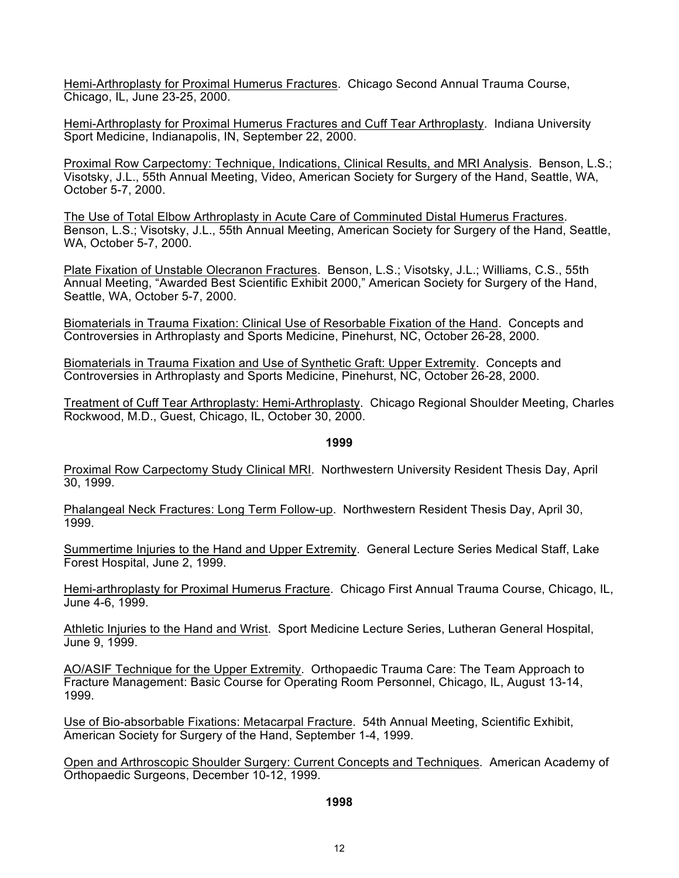Hemi-Arthroplasty for Proximal Humerus Fractures. Chicago Second Annual Trauma Course, Chicago, IL, June 23-25, 2000.

Hemi-Arthroplasty for Proximal Humerus Fractures and Cuff Tear Arthroplasty. Indiana University Sport Medicine, Indianapolis, IN, September 22, 2000.

Proximal Row Carpectomy: Technique, Indications, Clinical Results, and MRI Analysis. Benson, L.S.; Visotsky, J.L., 55th Annual Meeting, Video, American Society for Surgery of the Hand, Seattle, WA, October 5-7, 2000.

The Use of Total Elbow Arthroplasty in Acute Care of Comminuted Distal Humerus Fractures. Benson, L.S.; Visotsky, J.L., 55th Annual Meeting, American Society for Surgery of the Hand, Seattle, WA, October 5-7, 2000.

Plate Fixation of Unstable Olecranon Fractures. Benson, L.S.; Visotsky, J.L.; Williams, C.S., 55th Annual Meeting, "Awarded Best Scientific Exhibit 2000," American Society for Surgery of the Hand, Seattle, WA, October 5-7, 2000.

Biomaterials in Trauma Fixation: Clinical Use of Resorbable Fixation of the Hand. Concepts and Controversies in Arthroplasty and Sports Medicine, Pinehurst, NC, October 26-28, 2000.

Biomaterials in Trauma Fixation and Use of Synthetic Graft: Upper Extremity. Concepts and Controversies in Arthroplasty and Sports Medicine, Pinehurst, NC, October 26-28, 2000.

Treatment of Cuff Tear Arthroplasty: Hemi-Arthroplasty. Chicago Regional Shoulder Meeting, Charles Rockwood, M.D., Guest, Chicago, IL, October 30, 2000.

**1999**

Proximal Row Carpectomy Study Clinical MRI. Northwestern University Resident Thesis Day, April 30, 1999.

Phalangeal Neck Fractures: Long Term Follow-up. Northwestern Resident Thesis Day, April 30, 1999.

Summertime Injuries to the Hand and Upper Extremity. General Lecture Series Medical Staff, Lake Forest Hospital, June 2, 1999.

Hemi-arthroplasty for Proximal Humerus Fracture. Chicago First Annual Trauma Course, Chicago, IL, June 4-6, 1999.

Athletic Injuries to the Hand and Wrist. Sport Medicine Lecture Series, Lutheran General Hospital, June 9, 1999.

AO/ASIF Technique for the Upper Extremity. Orthopaedic Trauma Care: The Team Approach to Fracture Management: Basic Course for Operating Room Personnel, Chicago, IL, August 13-14, 1999.

Use of Bio-absorbable Fixations: Metacarpal Fracture. 54th Annual Meeting, Scientific Exhibit, American Society for Surgery of the Hand, September 1-4, 1999.

Open and Arthroscopic Shoulder Surgery: Current Concepts and Techniques. American Academy of Orthopaedic Surgeons, December 10-12, 1999.

**1998**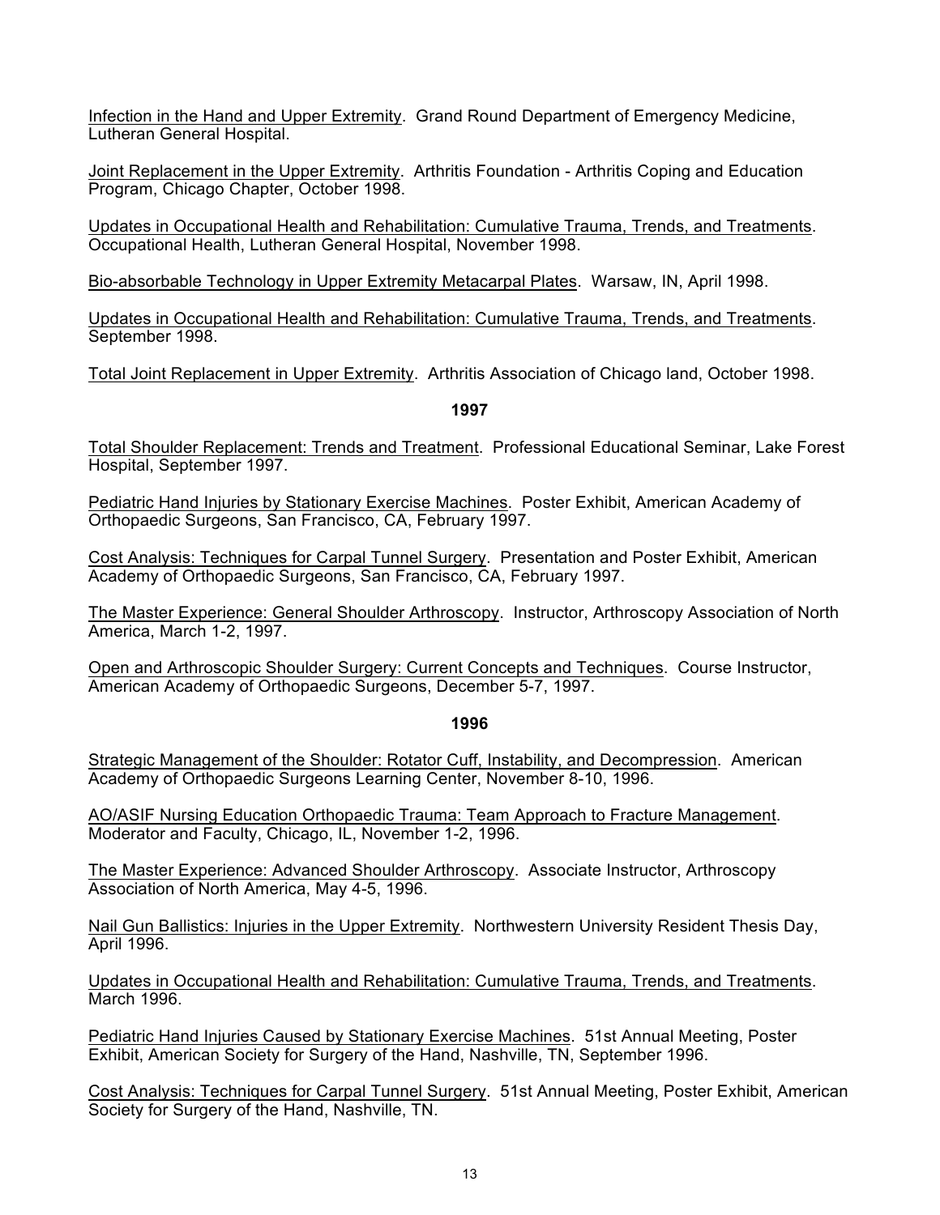Infection in the Hand and Upper Extremity. Grand Round Department of Emergency Medicine, Lutheran General Hospital.

Joint Replacement in the Upper Extremity. Arthritis Foundation - Arthritis Coping and Education Program, Chicago Chapter, October 1998.

Updates in Occupational Health and Rehabilitation: Cumulative Trauma, Trends, and Treatments. Occupational Health, Lutheran General Hospital, November 1998.

Bio-absorbable Technology in Upper Extremity Metacarpal Plates. Warsaw, IN, April 1998.

Updates in Occupational Health and Rehabilitation: Cumulative Trauma, Trends, and Treatments. September 1998.

Total Joint Replacement in Upper Extremity. Arthritis Association of Chicago land, October 1998.

**1997**

Total Shoulder Replacement: Trends and Treatment. Professional Educational Seminar, Lake Forest Hospital, September 1997.

Pediatric Hand Injuries by Stationary Exercise Machines. Poster Exhibit, American Academy of Orthopaedic Surgeons, San Francisco, CA, February 1997.

Cost Analysis: Techniques for Carpal Tunnel Surgery. Presentation and Poster Exhibit, American Academy of Orthopaedic Surgeons, San Francisco, CA, February 1997.

The Master Experience: General Shoulder Arthroscopy. Instructor, Arthroscopy Association of North America, March 1-2, 1997.

Open and Arthroscopic Shoulder Surgery: Current Concepts and Techniques. Course Instructor, American Academy of Orthopaedic Surgeons, December 5-7, 1997.

**1996**

Strategic Management of the Shoulder: Rotator Cuff, Instability, and Decompression. American Academy of Orthopaedic Surgeons Learning Center, November 8-10, 1996.

AO/ASIF Nursing Education Orthopaedic Trauma: Team Approach to Fracture Management. Moderator and Faculty, Chicago, IL, November 1-2, 1996.

The Master Experience: Advanced Shoulder Arthroscopy. Associate Instructor, Arthroscopy Association of North America, May 4-5, 1996.

Nail Gun Ballistics: Injuries in the Upper Extremity. Northwestern University Resident Thesis Day, April 1996.

Updates in Occupational Health and Rehabilitation: Cumulative Trauma, Trends, and Treatments. March 1996.

Pediatric Hand Injuries Caused by Stationary Exercise Machines. 51st Annual Meeting, Poster Exhibit, American Society for Surgery of the Hand, Nashville, TN, September 1996.

Cost Analysis: Techniques for Carpal Tunnel Surgery. 51st Annual Meeting, Poster Exhibit, American Society for Surgery of the Hand, Nashville, TN.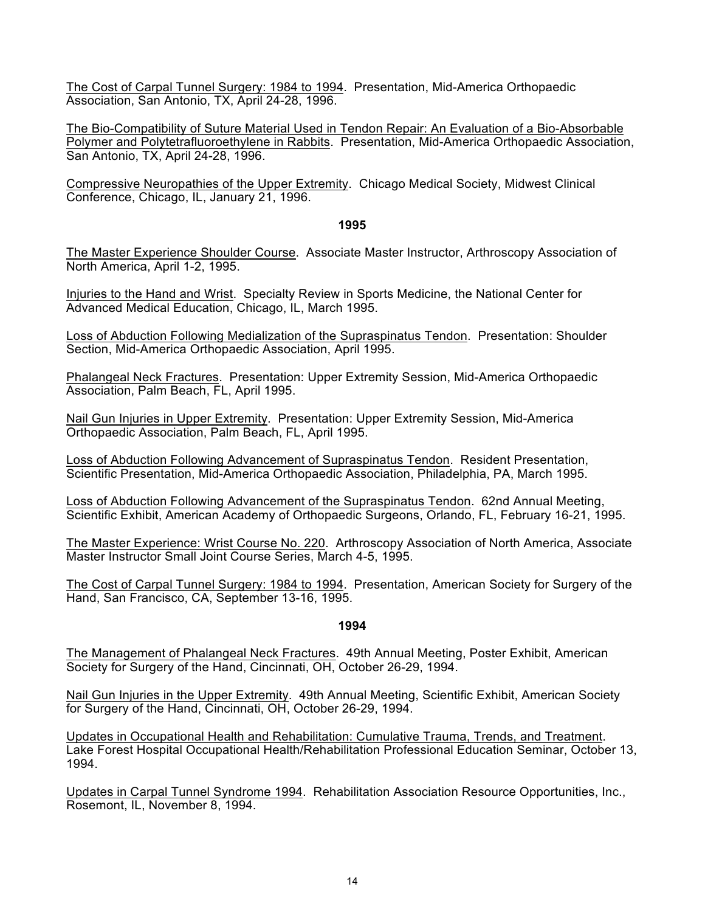The Cost of Carpal Tunnel Surgery: 1984 to 1994. Presentation, Mid-America Orthopaedic Association, San Antonio, TX, April 24-28, 1996.

The Bio-Compatibility of Suture Material Used in Tendon Repair: An Evaluation of a Bio-Absorbable Polymer and Polytetrafluoroethylene in Rabbits. Presentation, Mid-America Orthopaedic Association, San Antonio, TX, April 24-28, 1996.

Compressive Neuropathies of the Upper Extremity. Chicago Medical Society, Midwest Clinical Conference, Chicago, IL, January 21, 1996.

**1995**

The Master Experience Shoulder Course. Associate Master Instructor, Arthroscopy Association of North America, April 1-2, 1995.

Injuries to the Hand and Wrist. Specialty Review in Sports Medicine, the National Center for Advanced Medical Education, Chicago, IL, March 1995.

Loss of Abduction Following Medialization of the Supraspinatus Tendon. Presentation: Shoulder Section, Mid-America Orthopaedic Association, April 1995.

Phalangeal Neck Fractures. Presentation: Upper Extremity Session, Mid-America Orthopaedic Association, Palm Beach, FL, April 1995.

Nail Gun Injuries in Upper Extremity. Presentation: Upper Extremity Session, Mid-America Orthopaedic Association, Palm Beach, FL, April 1995.

Loss of Abduction Following Advancement of Supraspinatus Tendon. Resident Presentation, Scientific Presentation, Mid-America Orthopaedic Association, Philadelphia, PA, March 1995.

Loss of Abduction Following Advancement of the Supraspinatus Tendon. 62nd Annual Meeting, Scientific Exhibit, American Academy of Orthopaedic Surgeons, Orlando, FL, February 16-21, 1995.

The Master Experience: Wrist Course No. 220. Arthroscopy Association of North America, Associate Master Instructor Small Joint Course Series, March 4-5, 1995.

The Cost of Carpal Tunnel Surgery: 1984 to 1994. Presentation, American Society for Surgery of the Hand, San Francisco, CA, September 13-16, 1995.

**1994**

The Management of Phalangeal Neck Fractures. 49th Annual Meeting, Poster Exhibit, American Society for Surgery of the Hand, Cincinnati, OH, October 26-29, 1994.

Nail Gun Injuries in the Upper Extremity. 49th Annual Meeting, Scientific Exhibit, American Society for Surgery of the Hand, Cincinnati, OH, October 26-29, 1994.

Updates in Occupational Health and Rehabilitation: Cumulative Trauma, Trends, and Treatment. Lake Forest Hospital Occupational Health/Rehabilitation Professional Education Seminar, October 13, 1994.

Updates in Carpal Tunnel Syndrome 1994. Rehabilitation Association Resource Opportunities, Inc., Rosemont, IL, November 8, 1994.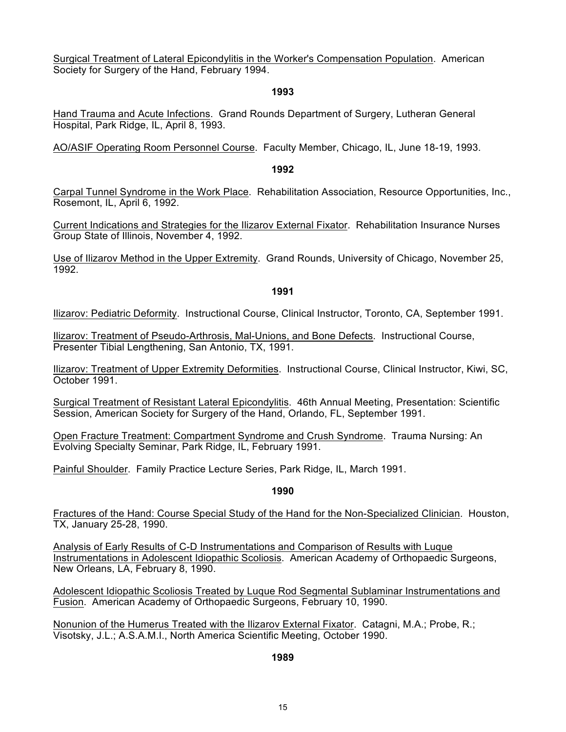Surgical Treatment of Lateral Epicondylitis in the Worker's Compensation Population. American Society for Surgery of the Hand, February 1994.

**1993**

Hand Trauma and Acute Infections. Grand Rounds Department of Surgery, Lutheran General Hospital, Park Ridge, IL, April 8, 1993.

AO/ASIF Operating Room Personnel Course. Faculty Member, Chicago, IL, June 18-19, 1993.

**1992**

Carpal Tunnel Syndrome in the Work Place. Rehabilitation Association, Resource Opportunities, Inc., Rosemont, IL, April 6, 1992.

Current Indications and Strategies for the Ilizarov External Fixator. Rehabilitation Insurance Nurses Group State of Illinois, November 4, 1992.

Use of Ilizarov Method in the Upper Extremity. Grand Rounds, University of Chicago, November 25, 1992.

**1991**

Ilizarov: Pediatric Deformity. Instructional Course, Clinical Instructor, Toronto, CA, September 1991.

Ilizarov: Treatment of Pseudo-Arthrosis, Mal-Unions, and Bone Defects. Instructional Course, Presenter Tibial Lengthening, San Antonio, TX, 1991.

Ilizarov: Treatment of Upper Extremity Deformities. Instructional Course, Clinical Instructor, Kiwi, SC, October 1991.

Surgical Treatment of Resistant Lateral Epicondylitis. 46th Annual Meeting, Presentation: Scientific Session, American Society for Surgery of the Hand, Orlando, FL, September 1991.

Open Fracture Treatment: Compartment Syndrome and Crush Syndrome. Trauma Nursing: An Evolving Specialty Seminar, Park Ridge, IL, February 1991.

Painful Shoulder. Family Practice Lecture Series, Park Ridge, IL, March 1991.

**1990**

Fractures of the Hand: Course Special Study of the Hand for the Non-Specialized Clinician. Houston, TX, January 25-28, 1990.

Analysis of Early Results of C-D Instrumentations and Comparison of Results with Luque Instrumentations in Adolescent Idiopathic Scoliosis. American Academy of Orthopaedic Surgeons, New Orleans, LA, February 8, 1990.

Adolescent Idiopathic Scoliosis Treated by Luque Rod Segmental Sublaminar Instrumentations and Fusion. American Academy of Orthopaedic Surgeons, February 10, 1990.

Nonunion of the Humerus Treated with the Ilizarov External Fixator. Catagni, M.A.; Probe, R.; Visotsky, J.L.; A.S.A.M.I., North America Scientific Meeting, October 1990.

**1989**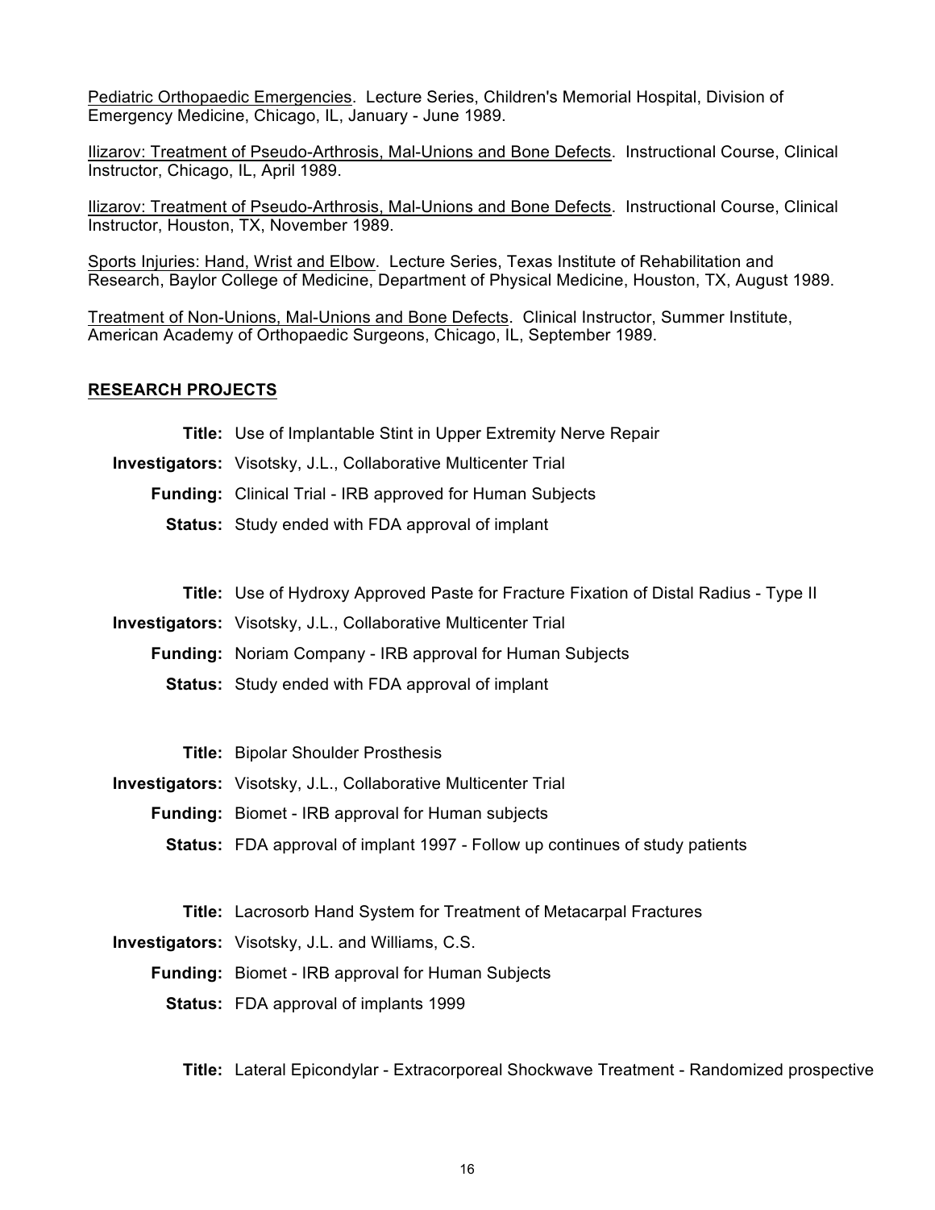<u>Pediatric Orthopaedic Emergencies</u>. Lecture Series, Children's Memorial Hospital, Division of Emergency Medicine, Chicago, IL, January - June 1989.

<u>Ilizarov: Treatment of Pseudo-Arthrosis, Mal-Unions and Bone Defects</u>. Instructional Course, Clinical Instructor, Chicago, IL, April 1989.

<u>Ilizarov: Treatment of Pseudo-Arthrosis, Mal-Unions and Bone Defects</u>. Instructional Course, Clinical Instructor, Houston, TX, November 1989.

<u>Sports Injuries: Hand, Wrist and Elbow</u>. Lecture Series, Texas Institute of Rehabilitation and Research, Baylor College of Medicine, Department of Physical Medicine, Houston, TX, August 1989.

<u>Treatment of Non-Unions, Mal-Unions and Bone Defects</u>. Clinical Instructor, Summer Institute, American Academy of Orthopaedic Surgeons, Chicago, IL, September 1989.

## RESEARCH PROJECTS

**Title:** Use of Implantable Stint in Upper Extremity Nerve Repair
**Investigators:** Visotsky, J.L., Collaborative Multicenter Trial
**Funding:** Clinical Trial - IRB approved for Human Subjects
**Status:** Study ended with FDA approval of implant

**Title:** Use of Hydroxy Approved Paste for Fracture Fixation of Distal Radius - Type II
**Investigators:** Visotsky, J.L., Collaborative Multicenter Trial
**Funding:** Noriam Company - IRB approval for Human Subjects
**Status:** Study ended with FDA approval of implant

**Title:** Bipolar Shoulder Prosthesis
**Investigators:** Visotsky, J.L., Collaborative Multicenter Trial
**Funding:** Biomet - IRB approval for Human subjects
**Status:** FDA approval of implant 1997 - Follow up continues of study patients

**Title:** Lacrosorb Hand System for Treatment of Metacarpal Fractures
**Investigators:** Visotsky, J.L. and Williams, C.S.
**Funding:** Biomet - IRB approval for Human Subjects
**Status:** FDA approval of implants 1999

**Title:** Lateral Epicondylar - Extracorporeal Shockwave Treatment - Randomized prospective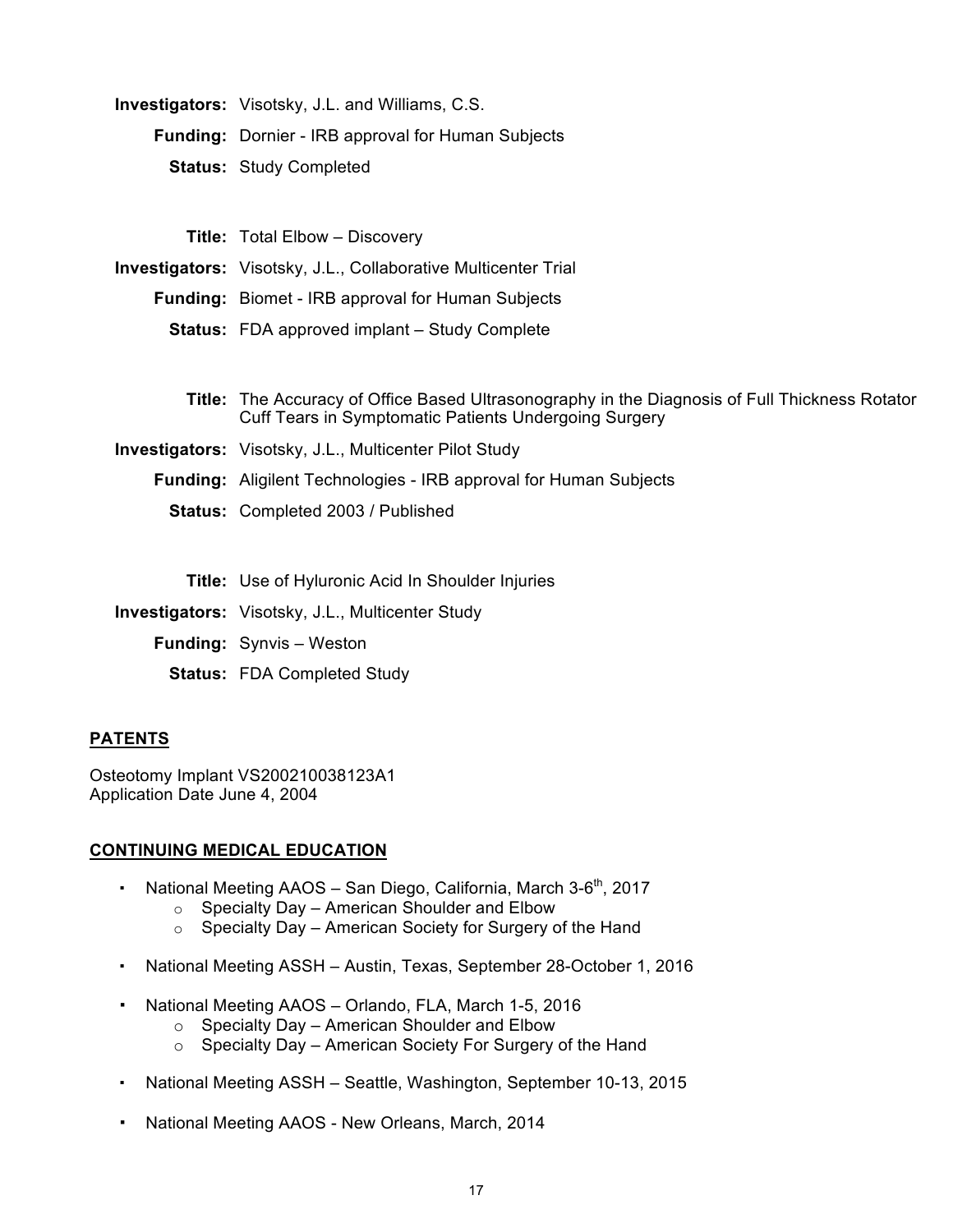**Investigators:** Visotsky, J.L. and Williams, C.S.
**Funding:** Dornier - IRB approval for Human Subjects
**Status:** Study Completed

**Title:** Total Elbow – Discovery
**Investigators:** Visotsky, J.L., Collaborative Multicenter Trial
**Funding:** Biomet - IRB approval for Human Subjects
**Status:** FDA approved implant – Study Complete

**Title:** The Accuracy of Office Based Ultrasonography in the Diagnosis of Full Thickness Rotator Cuff Tears in Symptomatic Patients Undergoing Surgery
**Investigators:** Visotsky, J.L., Multicenter Pilot Study
**Funding:** Aligilent Technologies - IRB approval for Human Subjects
**Status:** Completed 2003 / Published

**Title:** Use of Hyluronic Acid In Shoulder Injuries
**Investigators:** Visotsky, J.L., Multicenter Study
**Funding:** Synvis – Weston
**Status:** FDA Completed Study

## PATENTS

Osteotomy Implant VS200210038123A1
Application Date June 4, 2004

## CONTINUING MEDICAL EDUCATION

- National Meeting AAOS – San Diego, California, March 3-6th, 2017
  - Specialty Day – American Shoulder and Elbow
  - Specialty Day – American Society for Surgery of the Hand
- National Meeting ASSH – Austin, Texas, September 28-October 1, 2016
- National Meeting AAOS – Orlando, FLA, March 1-5, 2016
  - Specialty Day – American Shoulder and Elbow
  - Specialty Day – American Society For Surgery of the Hand
- National Meeting ASSH – Seattle, Washington, September 10-13, 2015
- National Meeting AAOS - New Orleans, March, 2014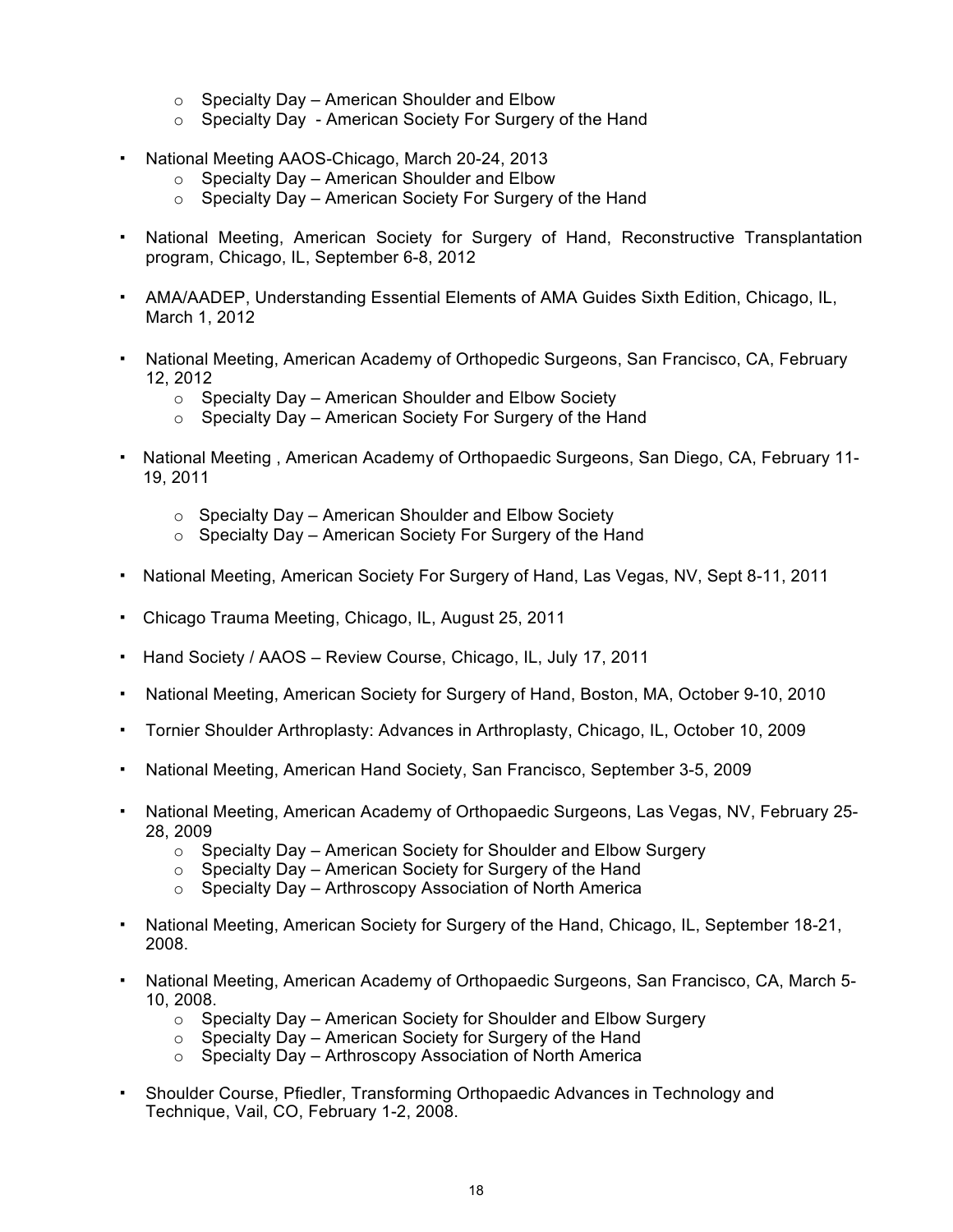- Specialty Day – American Shoulder and Elbow
  - Specialty Day - American Society For Surgery of the Hand

- National Meeting AAOS-Chicago, March 20-24, 2013
  - Specialty Day – American Shoulder and Elbow
  - Specialty Day – American Society For Surgery of the Hand

- National Meeting, American Society for Surgery of Hand, Reconstructive Transplantation program, Chicago, IL, September 6-8, 2012

- AMA/AADEP, Understanding Essential Elements of AMA Guides Sixth Edition, Chicago, IL, March 1, 2012

- National Meeting, American Academy of Orthopedic Surgeons, San Francisco, CA, February 12, 2012
  - Specialty Day – American Shoulder and Elbow Society
  - Specialty Day – American Society For Surgery of the Hand

- National Meeting , American Academy of Orthopaedic Surgeons, San Diego, CA, February 11-19, 2011
  - Specialty Day – American Shoulder and Elbow Society
  - Specialty Day – American Society For Surgery of the Hand

- National Meeting, American Society For Surgery of Hand, Las Vegas, NV, Sept 8-11, 2011

- Chicago Trauma Meeting, Chicago, IL, August 25, 2011

- Hand Society / AAOS – Review Course, Chicago, IL, July 17, 2011

- National Meeting, American Society for Surgery of Hand, Boston, MA, October 9-10, 2010

- Tornier Shoulder Arthroplasty: Advances in Arthroplasty, Chicago, IL, October 10, 2009

- National Meeting, American Hand Society, San Francisco, September 3-5, 2009

- National Meeting, American Academy of Orthopaedic Surgeons, Las Vegas, NV, February 25-28, 2009
  - Specialty Day – American Society for Shoulder and Elbow Surgery
  - Specialty Day – American Society for Surgery of the Hand
  - Specialty Day – Arthroscopy Association of North America

- National Meeting, American Society for Surgery of the Hand, Chicago, IL, September 18-21, 2008.

- National Meeting, American Academy of Orthopaedic Surgeons, San Francisco, CA, March 5-10, 2008.
  - Specialty Day – American Society for Shoulder and Elbow Surgery
  - Specialty Day – American Society for Surgery of the Hand
  - Specialty Day – Arthroscopy Association of North America

- Shoulder Course, Pfiedler, Transforming Orthopaedic Advances in Technology and Technique, Vail, CO, February 1-2, 2008.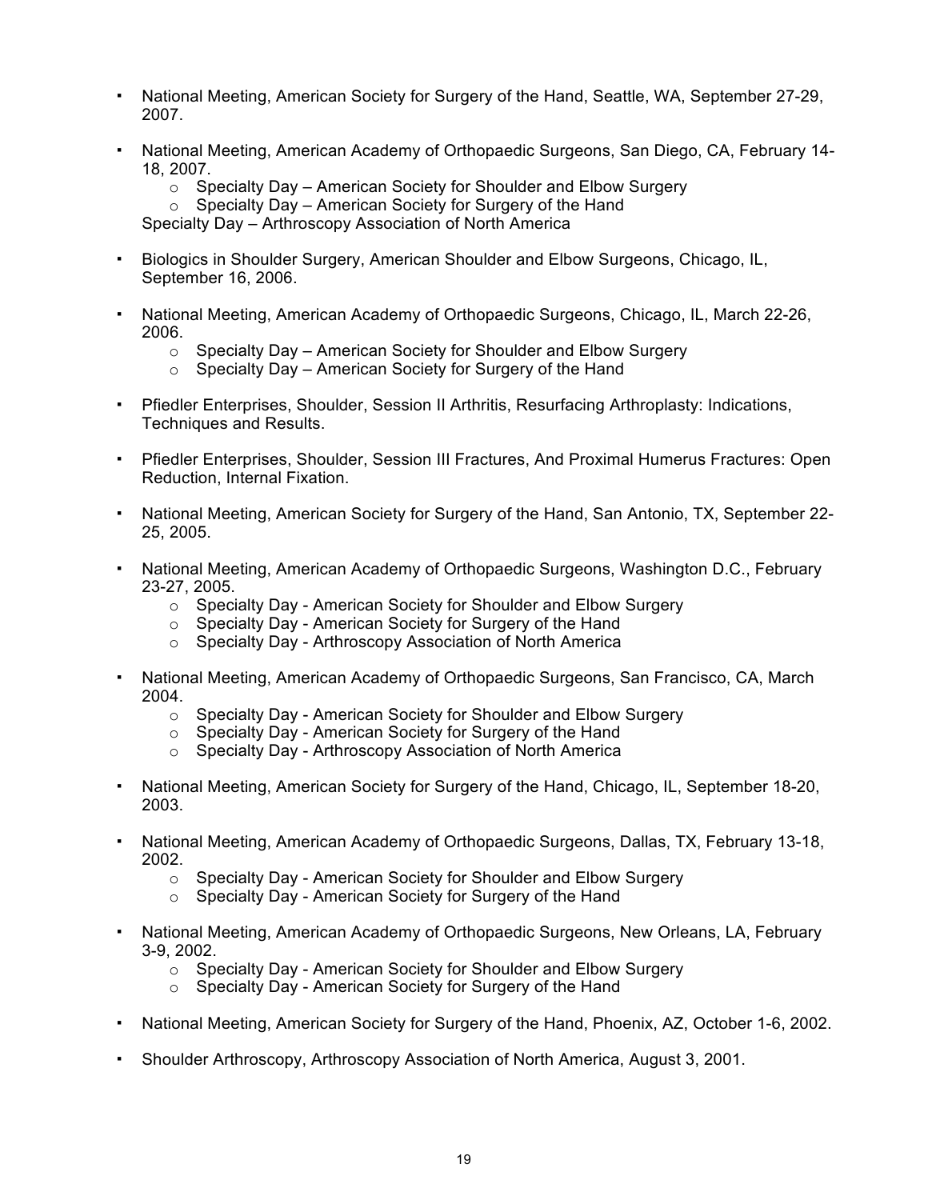- National Meeting, American Society for Surgery of the Hand, Seattle, WA, September 27-29, 2007.

- National Meeting, American Academy of Orthopaedic Surgeons, San Diego, CA, February 14-18, 2007.
    - Specialty Day – American Society for Shoulder and Elbow Surgery
    - Specialty Day – American Society for Surgery of the Hand

  Specialty Day – Arthroscopy Association of North America

- Biologics in Shoulder Surgery, American Shoulder and Elbow Surgeons, Chicago, IL, September 16, 2006.

- National Meeting, American Academy of Orthopaedic Surgeons, Chicago, IL, March 22-26, 2006.
    - Specialty Day – American Society for Shoulder and Elbow Surgery
    - Specialty Day – American Society for Surgery of the Hand

- Pfiedler Enterprises, Shoulder, Session II Arthritis, Resurfacing Arthroplasty: Indications, Techniques and Results.

- Pfiedler Enterprises, Shoulder, Session III Fractures, And Proximal Humerus Fractures: Open Reduction, Internal Fixation.

- National Meeting, American Society for Surgery of the Hand, San Antonio, TX, September 22-25, 2005.

- National Meeting, American Academy of Orthopaedic Surgeons, Washington D.C., February 23-27, 2005.
    - Specialty Day - American Society for Shoulder and Elbow Surgery
    - Specialty Day - American Society for Surgery of the Hand
    - Specialty Day - Arthroscopy Association of North America

- National Meeting, American Academy of Orthopaedic Surgeons, San Francisco, CA, March 2004.
    - Specialty Day - American Society for Shoulder and Elbow Surgery
    - Specialty Day - American Society for Surgery of the Hand
    - Specialty Day - Arthroscopy Association of North America

- National Meeting, American Society for Surgery of the Hand, Chicago, IL, September 18-20, 2003.

- National Meeting, American Academy of Orthopaedic Surgeons, Dallas, TX, February 13-18, 2002.
    - Specialty Day - American Society for Shoulder and Elbow Surgery
    - Specialty Day - American Society for Surgery of the Hand

- National Meeting, American Academy of Orthopaedic Surgeons, New Orleans, LA, February 3-9, 2002.
    - Specialty Day - American Society for Shoulder and Elbow Surgery
    - Specialty Day - American Society for Surgery of the Hand

- National Meeting, American Society for Surgery of the Hand, Phoenix, AZ, October 1-6, 2002.

- Shoulder Arthroscopy, Arthroscopy Association of North America, August 3, 2001.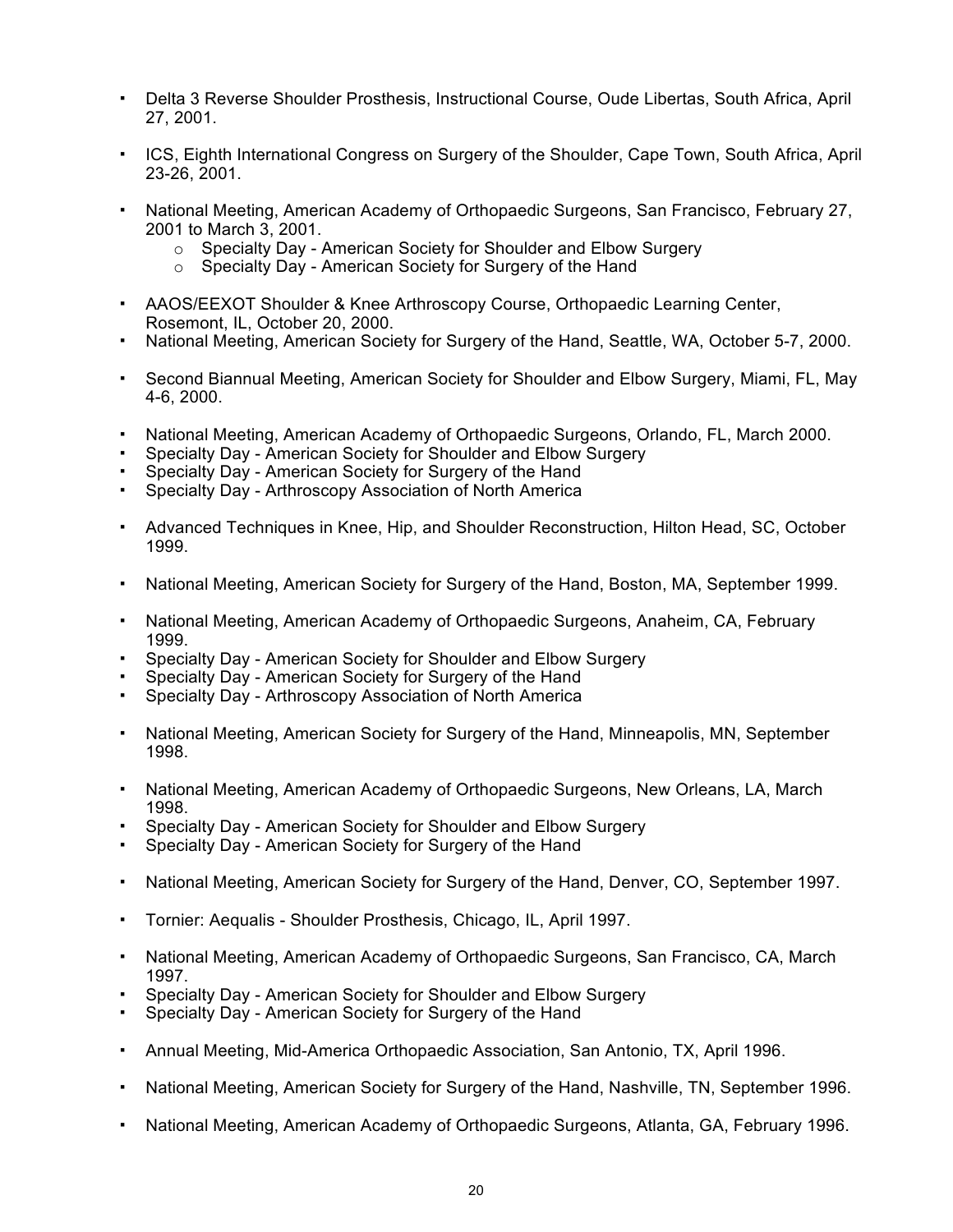- Delta 3 Reverse Shoulder Prosthesis, Instructional Course, Oude Libertas, South Africa, April 27, 2001.

- ICS, Eighth International Congress on Surgery of the Shoulder, Cape Town, South Africa, April 23-26, 2001.

- National Meeting, American Academy of Orthopaedic Surgeons, San Francisco, February 27, 2001 to March 3, 2001.
  - Specialty Day - American Society for Shoulder and Elbow Surgery
  - Specialty Day - American Society for Surgery of the Hand

- AAOS/EEXOT Shoulder & Knee Arthroscopy Course, Orthopaedic Learning Center, Rosemont, IL, October 20, 2000.
- National Meeting, American Society for Surgery of the Hand, Seattle, WA, October 5-7, 2000.

- Second Biannual Meeting, American Society for Shoulder and Elbow Surgery, Miami, FL, May 4-6, 2000.

- National Meeting, American Academy of Orthopaedic Surgeons, Orlando, FL, March 2000.
- Specialty Day - American Society for Shoulder and Elbow Surgery
- Specialty Day - American Society for Surgery of the Hand
- Specialty Day - Arthroscopy Association of North America

- Advanced Techniques in Knee, Hip, and Shoulder Reconstruction, Hilton Head, SC, October 1999.

- National Meeting, American Society for Surgery of the Hand, Boston, MA, September 1999.

- National Meeting, American Academy of Orthopaedic Surgeons, Anaheim, CA, February 1999.
- Specialty Day - American Society for Shoulder and Elbow Surgery
- Specialty Day - American Society for Surgery of the Hand
- Specialty Day - Arthroscopy Association of North America

- National Meeting, American Society for Surgery of the Hand, Minneapolis, MN, September 1998.

- National Meeting, American Academy of Orthopaedic Surgeons, New Orleans, LA, March 1998.
- Specialty Day - American Society for Shoulder and Elbow Surgery
- Specialty Day - American Society for Surgery of the Hand

- National Meeting, American Society for Surgery of the Hand, Denver, CO, September 1997.

- Tornier: Aequalis - Shoulder Prosthesis, Chicago, IL, April 1997.

- National Meeting, American Academy of Orthopaedic Surgeons, San Francisco, CA, March 1997.
- Specialty Day - American Society for Shoulder and Elbow Surgery
- Specialty Day - American Society for Surgery of the Hand

- Annual Meeting, Mid-America Orthopaedic Association, San Antonio, TX, April 1996.

- National Meeting, American Society for Surgery of the Hand, Nashville, TN, September 1996.

- National Meeting, American Academy of Orthopaedic Surgeons, Atlanta, GA, February 1996.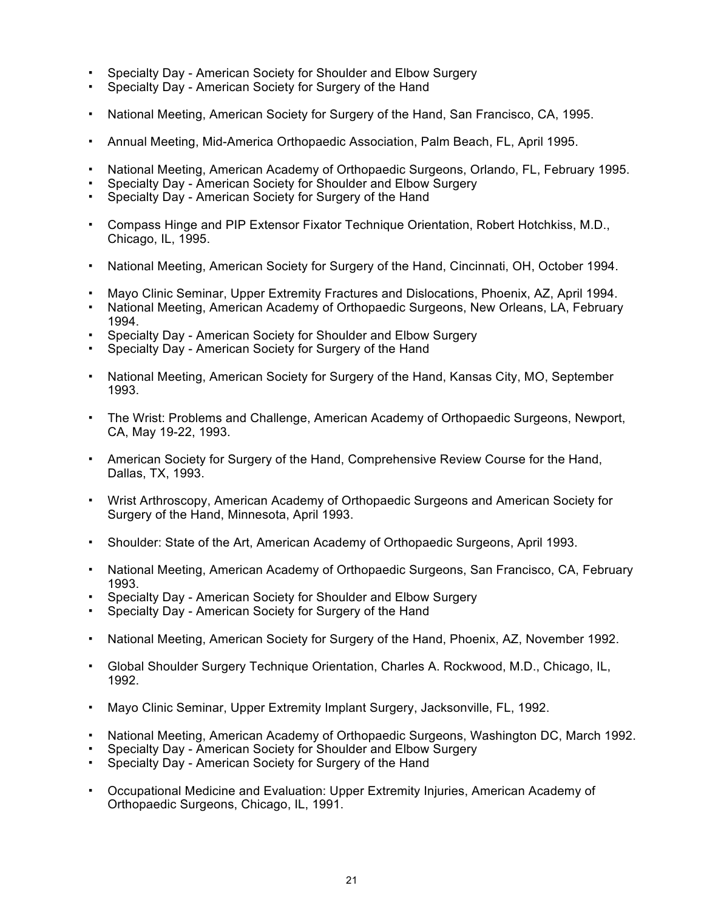- Specialty Day - American Society for Shoulder and Elbow Surgery
- Specialty Day - American Society for Surgery of the Hand

- National Meeting, American Society for Surgery of the Hand, San Francisco, CA, 1995.

- Annual Meeting, Mid-America Orthopaedic Association, Palm Beach, FL, April 1995.

- National Meeting, American Academy of Orthopaedic Surgeons, Orlando, FL, February 1995.
- Specialty Day - American Society for Shoulder and Elbow Surgery
- Specialty Day - American Society for Surgery of the Hand

- Compass Hinge and PIP Extensor Fixator Technique Orientation, Robert Hotchkiss, M.D., Chicago, IL, 1995.

- National Meeting, American Society for Surgery of the Hand, Cincinnati, OH, October 1994.

- Mayo Clinic Seminar, Upper Extremity Fractures and Dislocations, Phoenix, AZ, April 1994.
- National Meeting, American Academy of Orthopaedic Surgeons, New Orleans, LA, February 1994.
- Specialty Day - American Society for Shoulder and Elbow Surgery
- Specialty Day - American Society for Surgery of the Hand

- National Meeting, American Society for Surgery of the Hand, Kansas City, MO, September 1993.

- The Wrist: Problems and Challenge, American Academy of Orthopaedic Surgeons, Newport, CA, May 19-22, 1993.

- American Society for Surgery of the Hand, Comprehensive Review Course for the Hand, Dallas, TX, 1993.

- Wrist Arthroscopy, American Academy of Orthopaedic Surgeons and American Society for Surgery of the Hand, Minnesota, April 1993.

- Shoulder: State of the Art, American Academy of Orthopaedic Surgeons, April 1993.

- National Meeting, American Academy of Orthopaedic Surgeons, San Francisco, CA, February 1993.
- Specialty Day - American Society for Shoulder and Elbow Surgery
- Specialty Day - American Society for Surgery of the Hand

- National Meeting, American Society for Surgery of the Hand, Phoenix, AZ, November 1992.

- Global Shoulder Surgery Technique Orientation, Charles A. Rockwood, M.D., Chicago, IL, 1992.

- Mayo Clinic Seminar, Upper Extremity Implant Surgery, Jacksonville, FL, 1992.

- National Meeting, American Academy of Orthopaedic Surgeons, Washington DC, March 1992.
- Specialty Day - American Society for Shoulder and Elbow Surgery
- Specialty Day - American Society for Surgery of the Hand

- Occupational Medicine and Evaluation: Upper Extremity Injuries, American Academy of Orthopaedic Surgeons, Chicago, IL, 1991.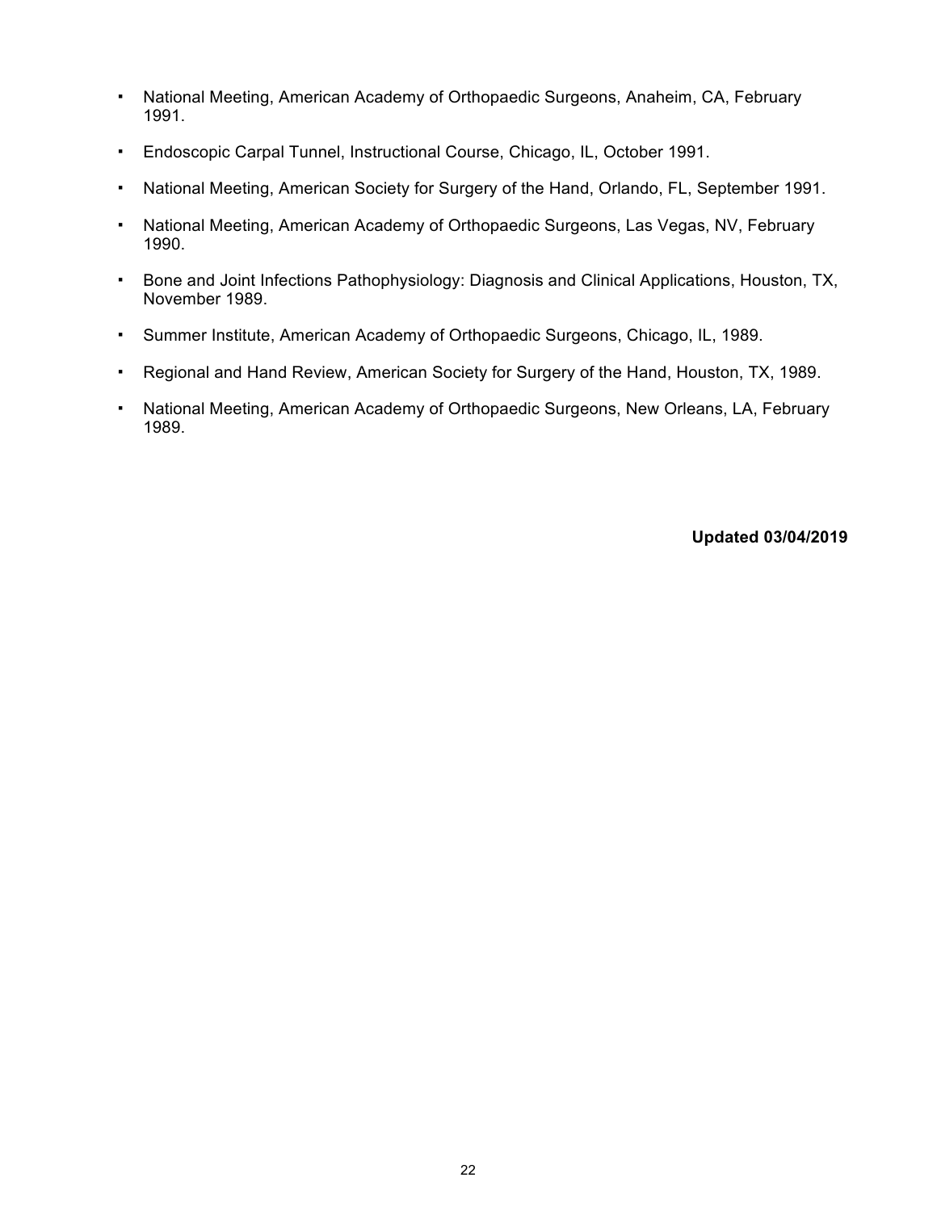- National Meeting, American Academy of Orthopaedic Surgeons, Anaheim, CA, February 1991.
- Endoscopic Carpal Tunnel, Instructional Course, Chicago, IL, October 1991.
- National Meeting, American Society for Surgery of the Hand, Orlando, FL, September 1991.
- National Meeting, American Academy of Orthopaedic Surgeons, Las Vegas, NV, February 1990.
- Bone and Joint Infections Pathophysiology: Diagnosis and Clinical Applications, Houston, TX, November 1989.
- Summer Institute, American Academy of Orthopaedic Surgeons, Chicago, IL, 1989.
- Regional and Hand Review, American Society for Surgery of the Hand, Houston, TX, 1989.
- National Meeting, American Academy of Orthopaedic Surgeons, New Orleans, LA, February 1989.

**Updated 03/04/2019**